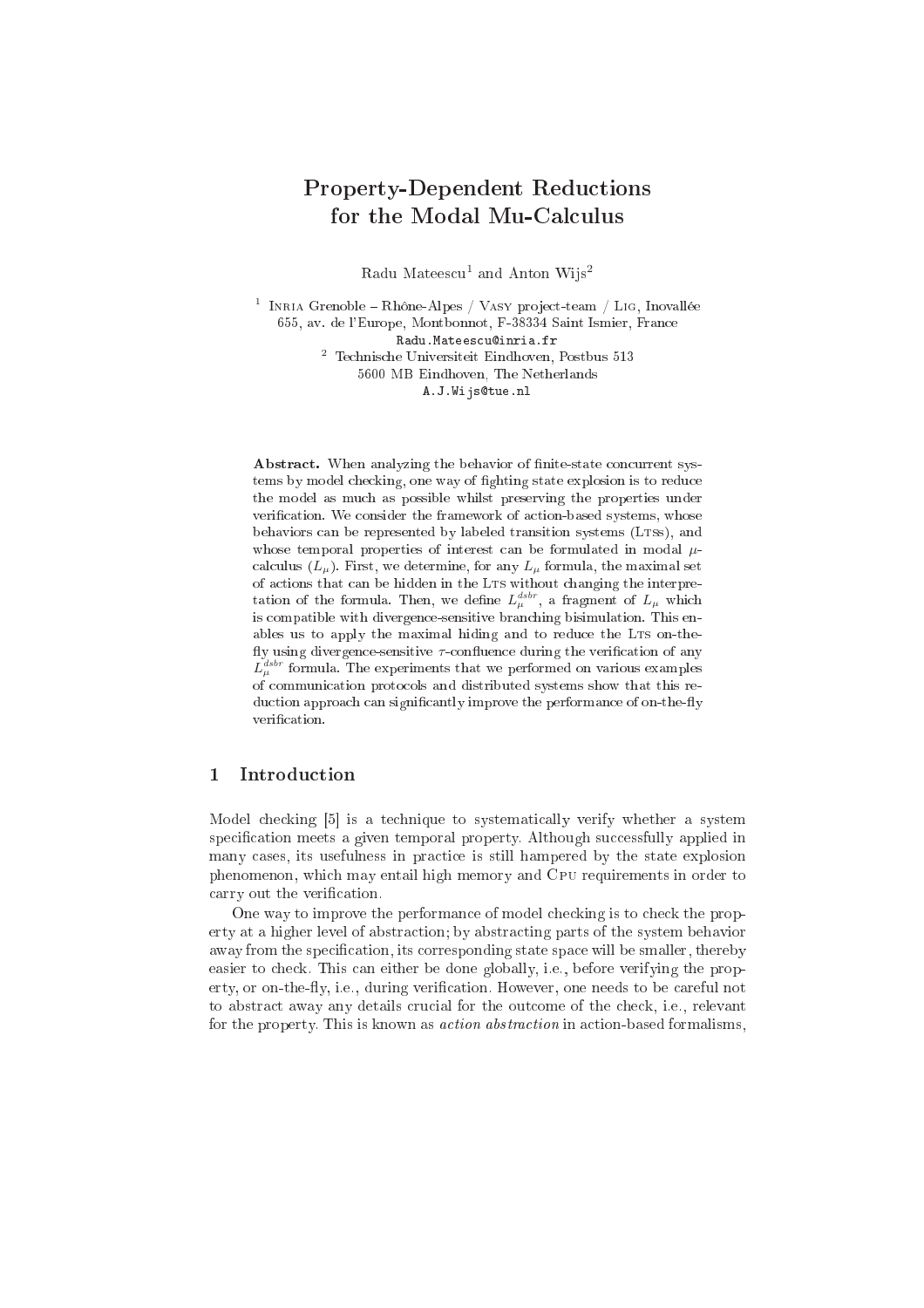# Property-Dependent Reductions for the Modal Mu-Calculus

Radu Mateescu[1] and Anton Wijs[2]

[1] Inria Grenoble – Rhône-Alpes / Vasy project-team / Lig, Inovallée 655, av. de l'Europe, Montbonnot, F-38334 Saint Ismier, France
Radu.Mateescu@inria.fr

[2] Technische Universiteit Eindhoven, Postbus 513 5600 MB Eindhoven, The Netherlands
A.J.Wijs@tue.nl

**Abstract.** When analyzing the behavior of finite-state concurrent systems by model checking, one way of fighting state explosion is to reduce the model as much as possible whilst preserving the properties under verification. We consider the framework of action-based systems, whose behaviors can be represented by labeled transition systems (Ltss), and whose temporal properties of interest can be formulated in modal $\mu$-calculus ($L_\mu$). First, we determine, for any $L_\mu$ formula, the maximal set of actions that can be hidden in the Lts without changing the interpretation of the formula. Then, we define $L_\mu^{dsbr}$, a fragment of $L_\mu$ which is compatible with divergence-sensitive branching bisimulation. This enables us to apply the maximal hiding and to reduce the Lts on-the-fly using divergence-sensitive $\tau$-confluence during the verification of any $L_\mu^{dsbr}$ formula. The experiments that we performed on various examples of communication protocols and distributed systems show that this reduction approach can significantly improve the performance of on-the-fly verification.

## 1 Introduction

Model checking [5] is a technique to systematically verify whether a system specification meets a given temporal property. Although successfully applied in many cases, its usefulness in practice is still hampered by the state explosion phenomenon, which may entail high memory and Cpu requirements in order to carry out the verification.

One way to improve the performance of model checking is to check the property at a higher level of abstraction; by abstracting parts of the system behavior away from the specification, its corresponding state space will be smaller, thereby easier to check. This can either be done globally, i.e., before verifying the property, or on-the-fly, i.e., during verification. However, one needs to be careful not to abstract away any details crucial for the outcome of the check, i.e., relevant for the property. This is known as *action abstraction* in action-based formalisms,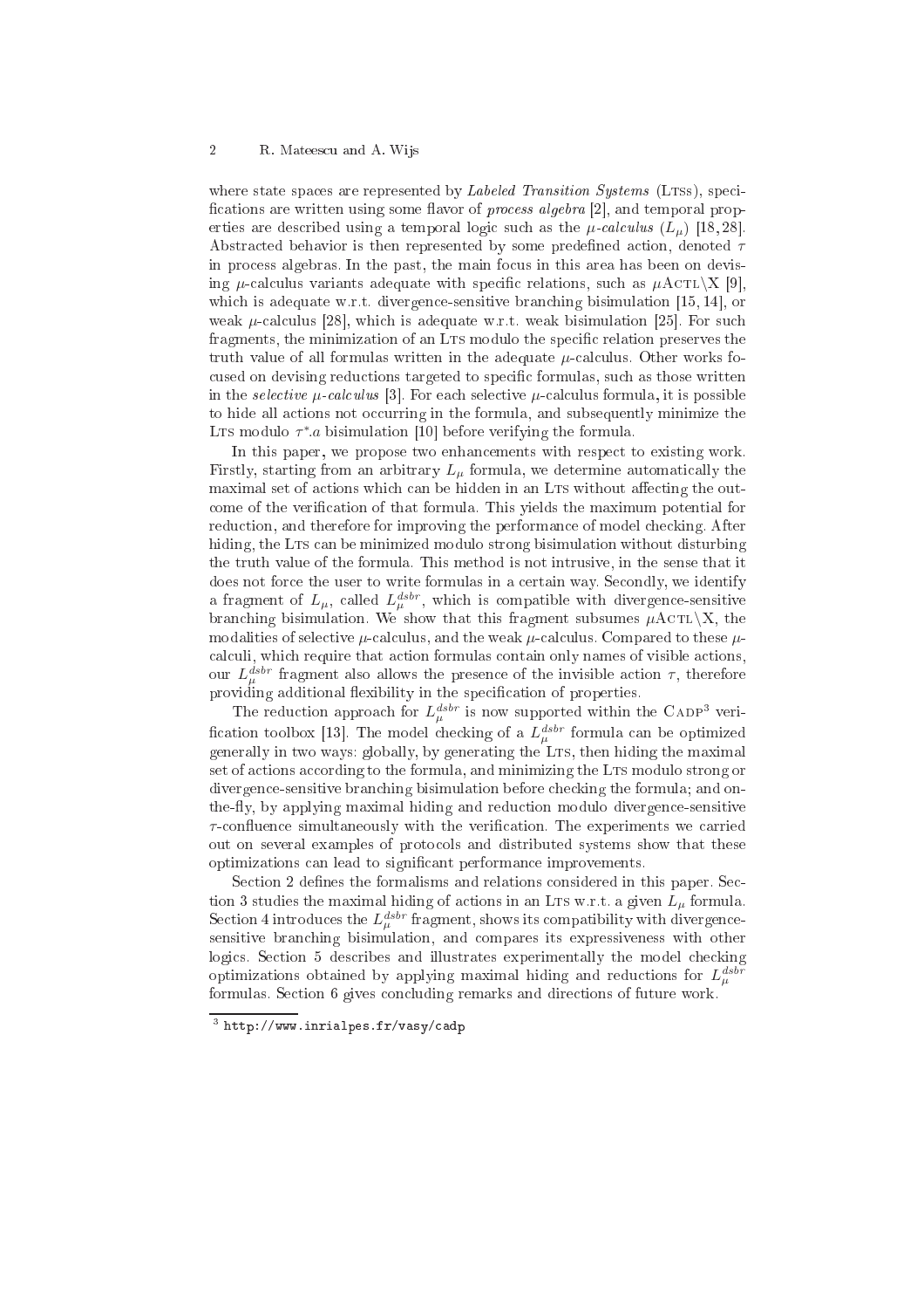where state spaces are represented by *Labeled Transition Systems* (LTSs), specifications are written using some flavor of *process algebra* [2], and temporal properties are described using a temporal logic such as the $\mu$-*calculus* ($L_\mu$) [18, 28]. Abstracted behavior is then represented by some predefined action, denoted $\tau$ in process algebras. In the past, the main focus in this area has been on devising $\mu$-calculus variants adequate with specific relations, such as $\mu$ACTL$\backslash$X [9], which is adequate w.r.t. divergence-sensitive branching bisimulation [15, 14], or weak $\mu$-calculus [28], which is adequate w.r.t. weak bisimulation [25]. For such fragments, the minimization of an LTS modulo the specific relation preserves the truth value of all formulas written in the adequate $\mu$-calculus. Other works focused on devising reductions targeted to specific formulas, such as those written in the *selective* $\mu$-*calculus* [3]. For each selective $\mu$-calculus formula, it is possible to hide all actions not occurring in the formula, and subsequently minimize the LTS modulo $\tau^*.a$ bisimulation [10] before verifying the formula.

In this paper, we propose two enhancements with respect to existing work. Firstly, starting from an arbitrary $L_\mu$ formula, we determine automatically the maximal set of actions which can be hidden in an LTS without affecting the outcome of the verification of that formula. This yields the maximum potential for reduction, and therefore for improving the performance of model checking. After hiding, the LTS can be minimized modulo strong bisimulation without disturbing the truth value of the formula. This method is not intrusive, in the sense that it does not force the user to write formulas in a certain way. Secondly, we identify a fragment of $L_\mu$, called $L_\mu^{dsbr}$, which is compatible with divergence-sensitive branching bisimulation. We show that this fragment subsumes $\mu$ACTL$\backslash$X, the modalities of selective $\mu$-calculus, and the weak $\mu$-calculus. Compared to these $\mu$-calculi, which require that action formulas contain only names of visible actions, our $L_\mu^{dsbr}$ fragment also allows the presence of the invisible action $\tau$, therefore providing additional flexibility in the specification of properties.

The reduction approach for $L_\mu^{dsbr}$ is now supported within the CADP[3] verification toolbox [13]. The model checking of a $L_\mu^{dsbr}$ formula can be optimized generally in two ways: globally, by generating the LTS, then hiding the maximal set of actions according to the formula, and minimizing the LTS modulo strong or divergence-sensitive branching bisimulation before checking the formula; and on-the-fly, by applying maximal hiding and reduction modulo divergence-sensitive $\tau$-confluence simultaneously with the verification. The experiments we carried out on several examples of protocols and distributed systems show that these optimizations can lead to significant performance improvements.

Section 2 defines the formalisms and relations considered in this paper. Section 3 studies the maximal hiding of actions in an LTS w.r.t. a given $L_\mu$ formula. Section 4 introduces the $L_\mu^{dsbr}$ fragment, shows its compatibility with divergence-sensitive branching bisimulation, and compares its expressiveness with other logics. Section 5 describes and illustrates experimentally the model checking optimizations obtained by applying maximal hiding and reductions for $L_\mu^{dsbr}$ formulas. Section 6 gives concluding remarks and directions of future work.

[3] http://www.inrialpes.fr/vasy/cadp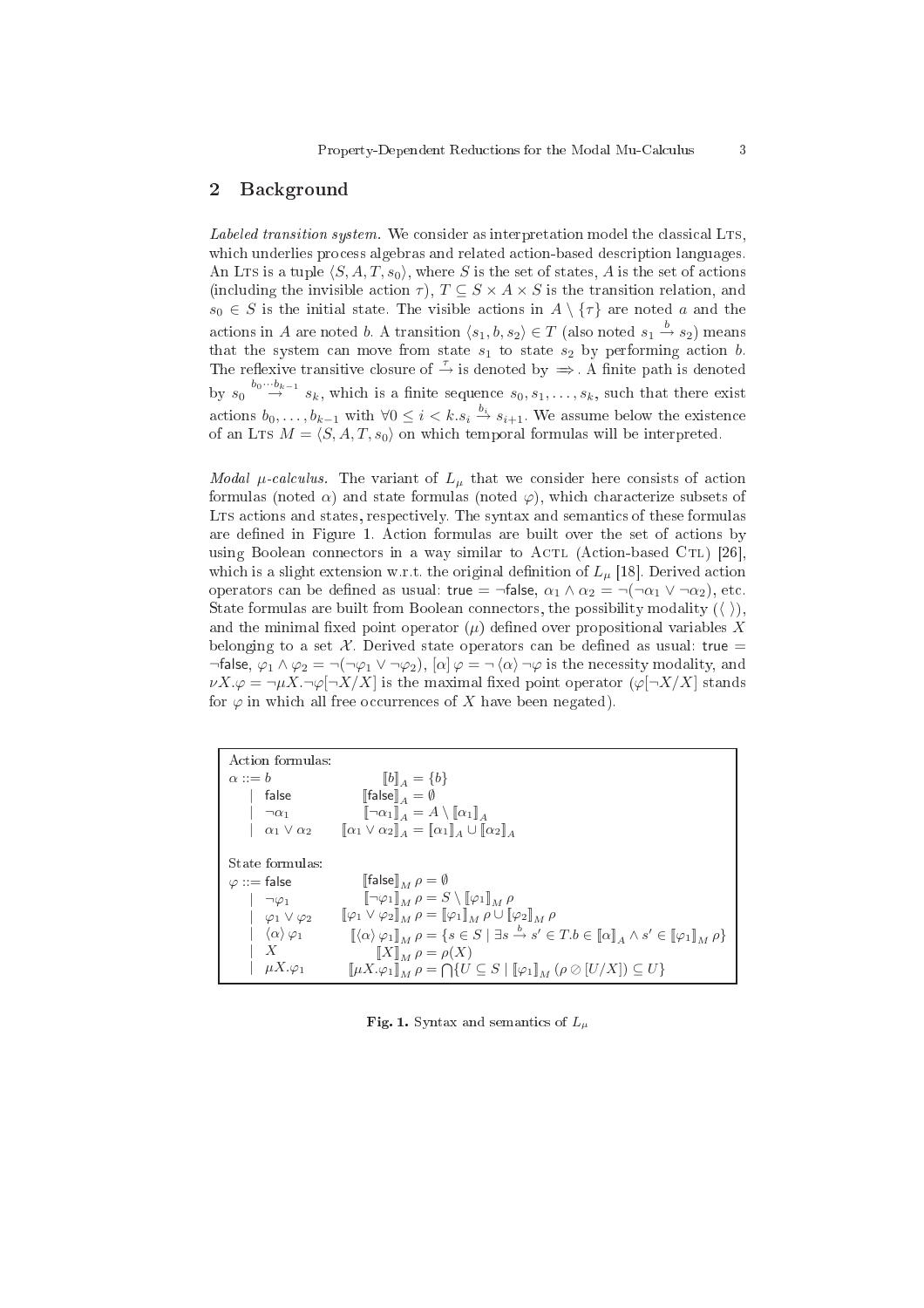## 2 Background

*Labeled transition system.* We consider as interpretation model the classical LTS, which underlies process algebras and related action-based description languages. An LTS is a tuple $\langle S, A, T, s_0 \rangle$, where $S$ is the set of states, $A$ is the set of actions (including the invisible action $\tau$), $T \subseteq S \times A \times S$ is the transition relation, and $s_0 \in S$ is the initial state. The visible actions in $A \setminus \{\tau\}$ are noted $a$ and the actions in $A$ are noted $b$. A transition $\langle s_1, b, s_2 \rangle \in T$ (also noted $s_1 \stackrel{b}{\rightarrow} s_2$) means that the system can move from state $s_1$ to state $s_2$ by performing action $b$. The reflexive transitive closure of $\stackrel{\tau}{\rightarrow}$ is denoted by $\Longrightarrow$. A finite path is denoted by $s_0 \stackrel{b_0 \cdots b_{k-1}}{\rightarrow} s_k$, which is a finite sequence $s_0, s_1, \ldots, s_k$, such that there exist actions $b_0, \ldots, b_{k-1}$ with $\forall 0 \leq i < k. s_i \stackrel{b_i}{\rightarrow} s_{i+1}$. We assume below the existence of an LTS $M = \langle S, A, T, s_0 \rangle$ on which temporal formulas will be interpreted.

*Modal $\mu$-calculus.* The variant of $L_\mu$ that we consider here consists of action formulas (noted $\alpha$) and state formulas (noted $\varphi$), which characterize subsets of LTS actions and states, respectively. The syntax and semantics of these formulas are defined in Figure 1. Action formulas are built over the set of actions by using Boolean connectors in a way similar to ACTL (Action-based CTL) [26], which is a slight extension w.r.t. the original definition of $L_\mu$ [18]. Derived action operators can be defined as usual: $\mathsf{true} = \neg\mathsf{false}$, $\alpha_1 \wedge \alpha_2 = \neg(\neg\alpha_1 \vee \neg\alpha_2)$, etc. State formulas are built from Boolean connectors, the possibility modality ($\langle\ \rangle$), and the minimal fixed point operator ($\mu$) defined over propositional variables $X$ belonging to a set $\mathcal{X}$. Derived state operators can be defined as usual: $\mathsf{true} = \neg\mathsf{false}$, $\varphi_1 \wedge \varphi_2 = \neg(\neg\varphi_1 \vee \neg\varphi_2)$, $[\alpha]\,\varphi = \neg\,\langle\alpha\rangle\,\neg\varphi$ is the necessity modality, and $\nu X.\varphi = \neg\mu X.\neg\varphi[\neg X/X]$ is the maximal fixed point operator ($\varphi[\neg X/X]$ stands for $\varphi$ in which all free occurrences of $X$ have been negated).

Action formulas:

| | |
|---|---|
| $\alpha ::= b$ | $[\![b]\!]_A = \{b\}$ |
| $\mid\ \mathsf{false}$ | $[\![\mathsf{false}]\!]_A = \emptyset$ |
| $\mid\ \neg\alpha_1$ | $[\![\neg\alpha_1]\!]_A = A \setminus [\![\alpha_1]\!]_A$ |
| $\mid\ \alpha_1 \vee \alpha_2$ | $[\![\alpha_1 \vee \alpha_2]\!]_A = [\![\alpha_1]\!]_A \cup [\![\alpha_2]\!]_A$ |

State formulas:

| | |
|---|---|
| $\varphi ::= \mathsf{false}$ | $[\![\mathsf{false}]\!]_M\, \rho = \emptyset$ |
| $\mid\ \neg\varphi_1$ | $[\![\neg\varphi_1]\!]_M\, \rho = S \setminus [\![\varphi_1]\!]_M\, \rho$ |
| $\mid\ \varphi_1 \vee \varphi_2$ | $[\![\varphi_1 \vee \varphi_2]\!]_M\, \rho = [\![\varphi_1]\!]_M\, \rho \cup [\![\varphi_2]\!]_M\, \rho$ |
| $\mid\ \langle\alpha\rangle\,\varphi_1$ | $[\![\langle\alpha\rangle\,\varphi_1]\!]_M\, \rho = \{s \in S \mid \exists s \stackrel{b}{\rightarrow} s' \in T. b \in [\![\alpha]\!]_A \wedge s' \in [\![\varphi_1]\!]_M\, \rho\}$ |
| $\mid\ X$ | $[\![X]\!]_M\, \rho = \rho(X)$ |
| $\mid\ \mu X.\varphi_1$ | $[\![\mu X.\varphi_1]\!]_M\, \rho = \bigcap\{U \subseteq S \mid [\![\varphi_1]\!]_M\, (\rho \oslash [U/X]) \subseteq U\}$ |

**Fig. 1.** Syntax and semantics of $L_\mu$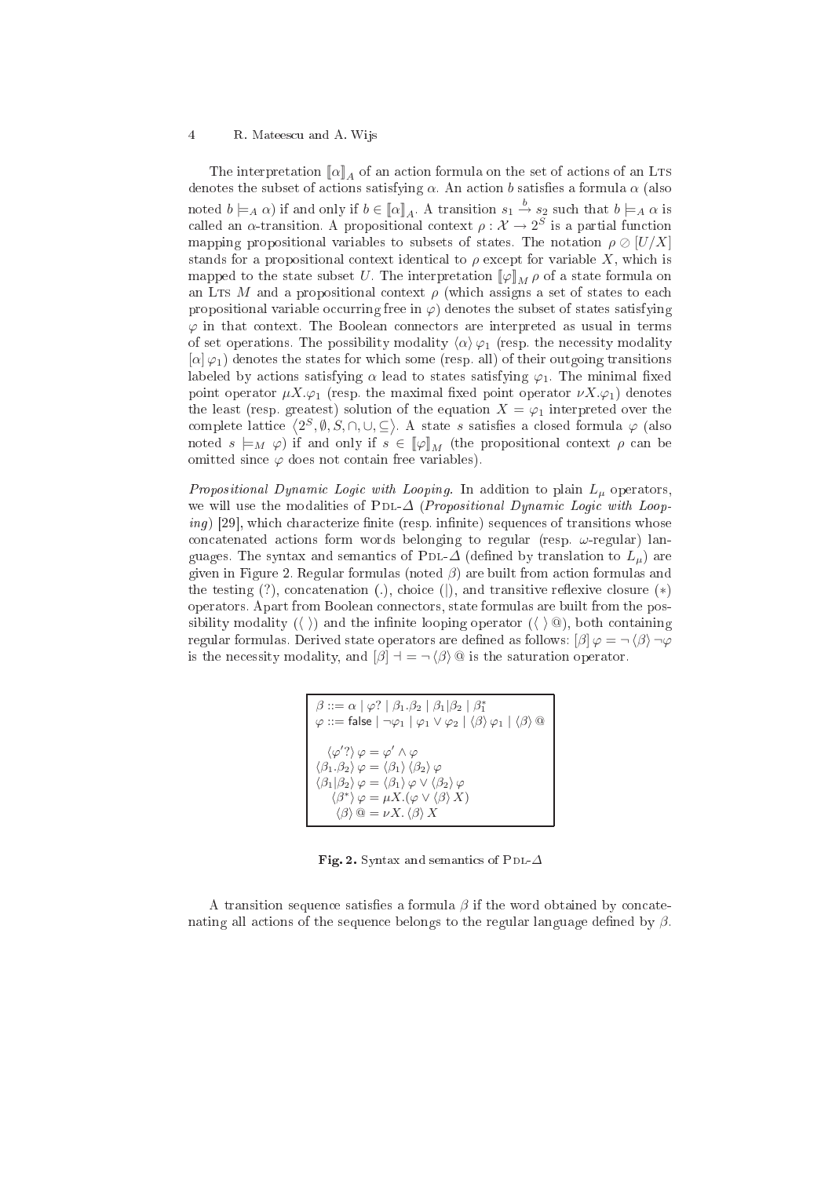The interpretation $[\![\alpha]\!]_A$ of an action formula on the set of actions of an LTS denotes the subset of actions satisfying $\alpha$. An action $b$ satisfies a formula $\alpha$ (also noted $b \models_A \alpha$) if and only if $b \in [\![\alpha]\!]_A$. A transition $s_1 \xrightarrow{b} s_2$ such that $b \models_A \alpha$ is called an $\alpha$-transition. A propositional context $\rho : \mathcal{X} \to 2^S$ is a partial function mapping propositional variables to subsets of states. The notation $\rho \oslash [U/X]$ stands for a propositional context identical to $\rho$ except for variable $X$, which is mapped to the state subset $U$. The interpretation $[\![\varphi]\!]_M \rho$ of a state formula on an LTS $M$ and a propositional context $\rho$ (which assigns a set of states to each propositional variable occurring free in $\varphi$) denotes the subset of states satisfying $\varphi$ in that context. The Boolean connectors are interpreted as usual in terms of set operations. The possibility modality $\langle \alpha \rangle \varphi_1$ (resp. the necessity modality $[\alpha] \varphi_1$) denotes the states for which some (resp. all) of their outgoing transitions labeled by actions satisfying $\alpha$ lead to states satisfying $\varphi_1$. The minimal fixed point operator $\mu X.\varphi_1$ (resp. the maximal fixed point operator $\nu X.\varphi_1$) denotes the least (resp. greatest) solution of the equation $X = \varphi_1$ interpreted over the complete lattice $\langle 2^S, \emptyset, S, \cap, \cup, \subseteq \rangle$. A state $s$ satisfies a closed formula $\varphi$ (also noted $s \models_M \varphi$) if and only if $s \in [\![\varphi]\!]_M$ (the propositional context $\rho$ can be omitted since $\varphi$ does not contain free variables).

*Propositional Dynamic Logic with Looping.* In addition to plain $L_\mu$ operators, we will use the modalities of PDL-$\Delta$ (*Propositional Dynamic Logic with Looping*) [29], which characterize finite (resp. infinite) sequences of transitions whose concatenated actions form words belonging to regular (resp. $\omega$-regular) languages. The syntax and semantics of PDL-$\Delta$ (defined by translation to $L_\mu$) are given in Figure 2. Regular formulas (noted $\beta$) are built from action formulas and the testing (?), concatenation (.), choice (|), and transitive reflexive closure ($*$) operators. Apart from Boolean connectors, state formulas are built from the possibility modality ($\langle \, \rangle$) and the infinite looping operator ($\langle \, \rangle$ @), both containing regular formulas. Derived state operators are defined as follows: $[\beta] \varphi = \neg \langle \beta \rangle \neg \varphi$ is the necessity modality, and $[\beta] \dashv \, = \neg \langle \beta \rangle$ @ is the saturation operator.

$$
\begin{array}{l}
\beta ::= \alpha \mid \varphi? \mid \beta_1.\beta_2 \mid \beta_1|\beta_2 \mid \beta_1^* \\
\varphi ::= \mathsf{false} \mid \neg\varphi_1 \mid \varphi_1 \vee \varphi_2 \mid \langle \beta \rangle \varphi_1 \mid \langle \beta \rangle \,@ \\
\\
\langle \varphi'? \rangle \varphi = \varphi' \wedge \varphi \\
\langle \beta_1.\beta_2 \rangle \varphi = \langle \beta_1 \rangle \langle \beta_2 \rangle \varphi \\
\langle \beta_1|\beta_2 \rangle \varphi = \langle \beta_1 \rangle \varphi \vee \langle \beta_2 \rangle \varphi \\
\langle \beta^* \rangle \varphi = \mu X.(\varphi \vee \langle \beta \rangle X) \\
\langle \beta \rangle \,@ = \nu X. \langle \beta \rangle X
\end{array}
$$

**Fig. 2.** Syntax and semantics of PDL-$\Delta$

A transition sequence satisfies a formula $\beta$ if the word obtained by concatenating all actions of the sequence belongs to the regular language defined by $\beta$.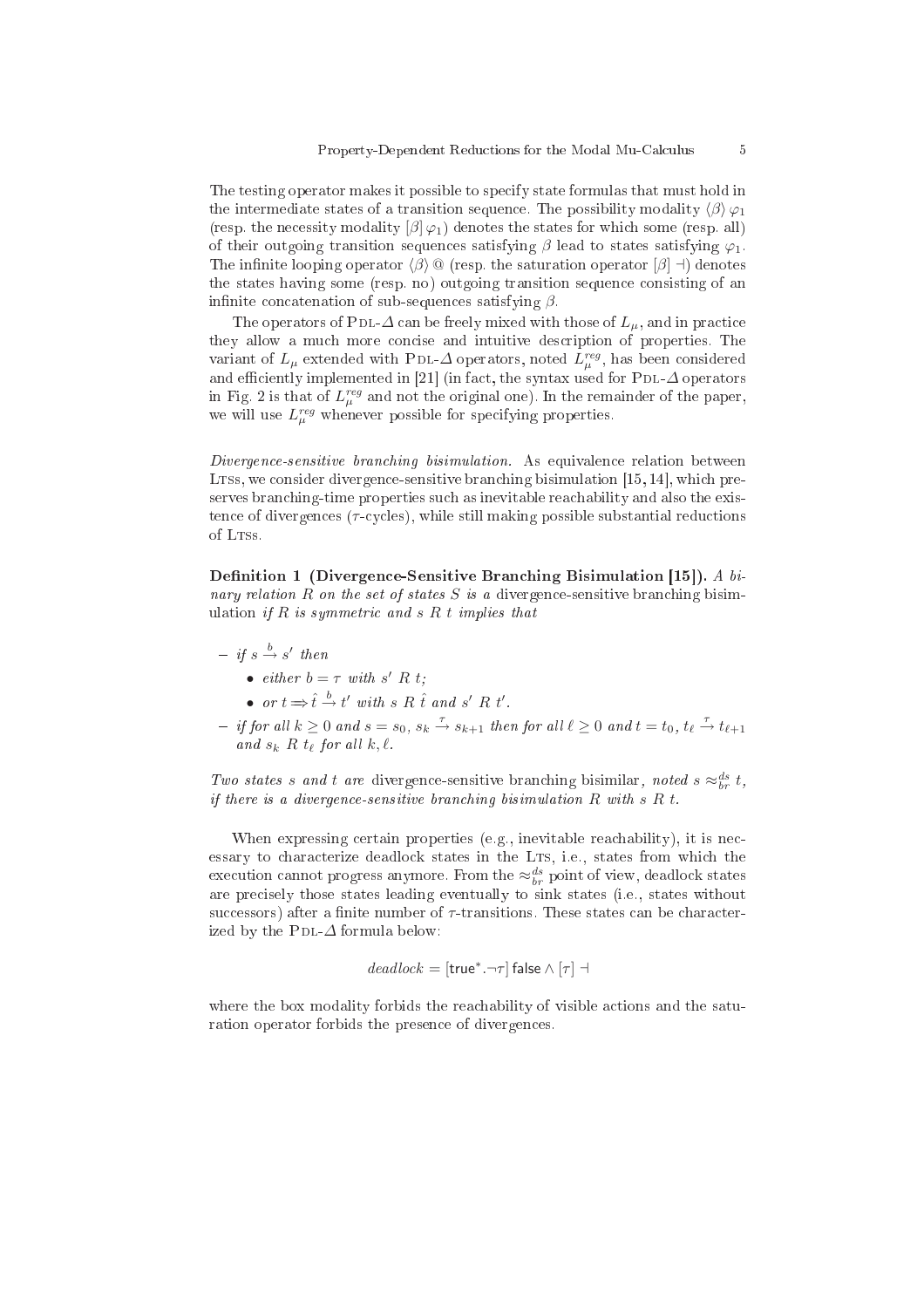The testing operator makes it possible to specify state formulas that must hold in the intermediate states of a transition sequence. The possibility modality $\langle \beta \rangle \varphi_1$ (resp. the necessity modality $[\beta] \varphi_1$) denotes the states for which some (resp. all) of their outgoing transition sequences satisfying $\beta$ lead to states satisfying $\varphi_1$. The infinite looping operator $\langle \beta \rangle$ @ (resp. the saturation operator $[\beta] \dashv$) denotes the states having some (resp. no) outgoing transition sequence consisting of an infinite concatenation of sub-sequences satisfying $\beta$.

The operators of PDL-$\Delta$ can be freely mixed with those of $L_\mu$, and in practice they allow a much more concise and intuitive description of properties. The variant of $L_\mu$ extended with PDL-$\Delta$ operators, noted $L_\mu^{reg}$, has been considered and efficiently implemented in [21] (in fact, the syntax used for PDL-$\Delta$ operators in Fig. 2 is that of $L_\mu^{reg}$ and not the original one). In the remainder of the paper, we will use $L_\mu^{reg}$ whenever possible for specifying properties.

*Divergence-sensitive branching bisimulation.* As equivalence relation between LTSs, we consider divergence-sensitive branching bisimulation [15, 14], which preserves branching-time properties such as inevitable reachability and also the existence of divergences ($\tau$-cycles), while still making possible substantial reductions of LTSs.

**Definition 1 (Divergence-Sensitive Branching Bisimulation [15]).** *A binary relation $R$ on the set of states $S$ is a* divergence-sensitive branching bisimulation *if $R$ is symmetric and $s \; R \; t$ implies that*

- *if $s \xrightarrow{b} s'$ then*
  - *either $b = \tau$ with $s' \; R \; t$;*
  - *or $t \Rightarrow \hat{t} \xrightarrow{b} t'$ with $s \; R \; \hat{t}$ and $s' \; R \; t'$.*
- *if for all $k \geq 0$ and $s = s_0$, $s_k \xrightarrow{\tau} s_{k+1}$ then for all $\ell \geq 0$ and $t = t_0$, $t_\ell \xrightarrow{\tau} t_{\ell+1}$ and $s_k \; R \; t_\ell$ for all $k, \ell$.*

*Two states $s$ and $t$ are* divergence-sensitive branching bisimilar*, noted $s \approx_{br}^{ds} t$, if there is a divergence-sensitive branching bisimulation $R$ with $s \; R \; t$.*

When expressing certain properties (e.g., inevitable reachability), it is necessary to characterize deadlock states in the LTS, i.e., states from which the execution cannot progress anymore. From the $\approx_{br}^{ds}$ point of view, deadlock states are precisely those states leading eventually to sink states (i.e., states without successors) after a finite number of $\tau$-transitions. These states can be characterized by the PDL-$\Delta$ formula below:

$$deadlock = [\mathsf{true}^*.\neg\tau] \, \mathsf{false} \wedge [\tau] \dashv$$

where the box modality forbids the reachability of visible actions and the saturation operator forbids the presence of divergences.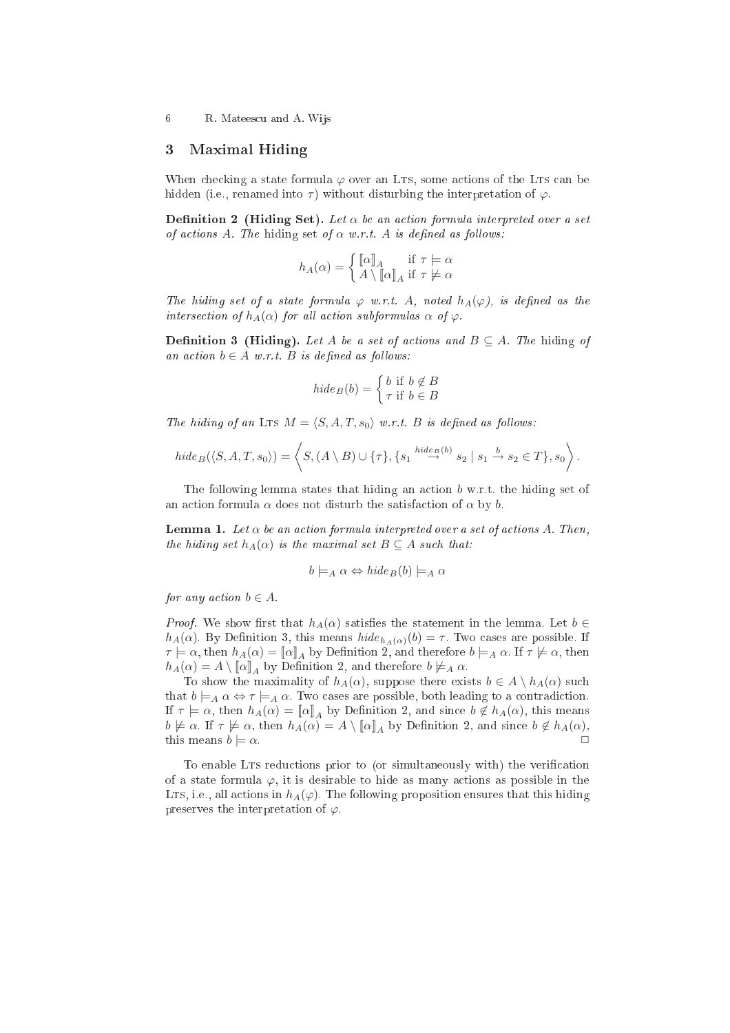## 3 Maximal Hiding

When checking a state formula $\varphi$ over an LTS, some actions of the LTS can be hidden (i.e., renamed into $\tau$) without disturbing the interpretation of $\varphi$.

**Definition 2 (Hiding Set).** *Let $\alpha$ be an action formula interpreted over a set of actions $A$. The* hiding set *of $\alpha$ w.r.t. $A$ is defined as follows:*

$$h_A(\alpha) = \begin{cases} [\![\alpha]\!]_A & \text{if } \tau \models \alpha \\ A \setminus [\![\alpha]\!]_A & \text{if } \tau \not\models \alpha \end{cases}$$

*The hiding set of a state formula $\varphi$ w.r.t. $A$, noted $h_A(\varphi)$, is defined as the intersection of $h_A(\alpha)$ for all action subformulas $\alpha$ of $\varphi$.*

**Definition 3 (Hiding).** *Let $A$ be a set of actions and $B \subseteq A$. The* hiding *of an action $b \in A$ w.r.t. $B$ is defined as follows:*

$$hide_B(b) = \begin{cases} b & \text{if } b \notin B \\ \tau & \text{if } b \in B \end{cases}$$

*The hiding of an* LTS *$M = \langle S, A, T, s_0 \rangle$ w.r.t. $B$ is defined as follows:*

$$hide_B(\langle S, A, T, s_0 \rangle) = \left\langle S, (A \setminus B) \cup \{\tau\}, \{s_1 \stackrel{hide_B(b)}{\rightarrow} s_2 \mid s_1 \stackrel{b}{\rightarrow} s_2 \in T\}, s_0 \right\rangle.$$

The following lemma states that hiding an action $b$ w.r.t. the hiding set of an action formula $\alpha$ does not disturb the satisfaction of $\alpha$ by $b$.

**Lemma 1.** *Let $\alpha$ be an action formula interpreted over a set of actions $A$. Then, the hiding set $h_A(\alpha)$ is the maximal set $B \subseteq A$ such that:*

$$b \models_A \alpha \Leftrightarrow hide_B(b) \models_A \alpha$$

*for any action $b \in A$.*

*Proof.* We show first that $h_A(\alpha)$ satisfies the statement in the lemma. Let $b \in h_A(\alpha)$. By Definition 3, this means $hide_{h_A(\alpha)}(b) = \tau$. Two cases are possible. If $\tau \models \alpha$, then $h_A(\alpha) = [\![\alpha]\!]_A$ by Definition 2, and therefore $b \models_A \alpha$. If $\tau \not\models \alpha$, then $h_A(\alpha) = A \setminus [\![\alpha]\!]_A$ by Definition 2, and therefore $b \not\models_A \alpha$.

To show the maximality of $h_A(\alpha)$, suppose there exists $b \in A \setminus h_A(\alpha)$ such that $b \models_A \alpha \Leftrightarrow \tau \models_A \alpha$. Two cases are possible, both leading to a contradiction. If $\tau \models \alpha$, then $h_A(\alpha) = [\![\alpha]\!]_A$ by Definition 2, and since $b \notin h_A(\alpha)$, this means $b \not\models \alpha$. If $\tau \not\models \alpha$, then $h_A(\alpha) = A \setminus [\![\alpha]\!]_A$ by Definition 2, and since $b \notin h_A(\alpha)$, this means $b \models \alpha$. □

To enable LTS reductions prior to (or simultaneously with) the verification of a state formula $\varphi$, it is desirable to hide as many actions as possible in the LTS, i.e., all actions in $h_A(\varphi)$. The following proposition ensures that this hiding preserves the interpretation of $\varphi$.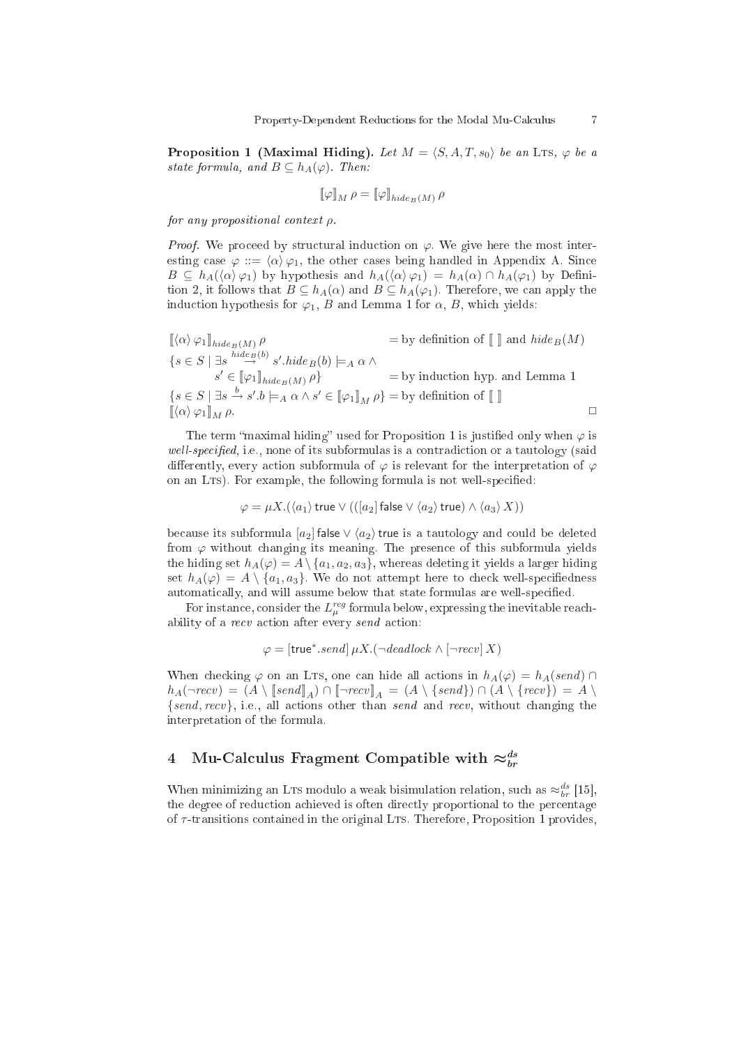**Proposition 1 (Maximal Hiding).** *Let $M = \langle S, A, T, s_0 \rangle$ be an* LTS*, $\varphi$ be a state formula, and $B \subseteq h_A(\varphi)$. Then:*

$$[\![\varphi]\!]_M \, \rho = [\![\varphi]\!]_{hide_B(M)} \, \rho$$

*for any propositional context $\rho$.*

*Proof.* We proceed by structural induction on $\varphi$. We give here the most interesting case $\varphi ::= \langle \alpha \rangle \varphi_1$, the other cases being handled in Appendix A. Since $B \subseteq h_A(\langle \alpha \rangle \varphi_1)$ by hypothesis and $h_A(\langle \alpha \rangle \varphi_1) = h_A(\alpha) \cap h_A(\varphi_1)$ by Definition 2, it follows that $B \subseteq h_A(\alpha)$ and $B \subseteq h_A(\varphi_1)$. Therefore, we can apply the induction hypothesis for $\varphi_1$, $B$ and Lemma 1 for $\alpha$, $B$, which yields:

$$
\begin{array}{ll}
[\![\langle \alpha \rangle \varphi_1]\!]_{hide_B(M)} \, \rho & = \text{by definition of } [\![\ ]\!] \text{ and } hide_B(M) \\
\{s \in S \mid \exists s \overset{hide_B(b)}{\rightarrow} s'. hide_B(b) \models_A \alpha \, \wedge & \\
\qquad s' \in [\![\varphi_1]\!]_{hide_B(M)} \, \rho\} & = \text{by induction hyp. and Lemma 1} \\
\{s \in S \mid \exists s \overset{b}{\rightarrow} s'. b \models_A \alpha \wedge s' \in [\![\varphi_1]\!]_M \, \rho\} & = \text{by definition of } [\![\ ]\!] \\
[\![\langle \alpha \rangle \varphi_1]\!]_M \, \rho. & \qquad\qquad\qquad\qquad\qquad \square
\end{array}
$$

The term "maximal hiding" used for Proposition 1 is justified only when $\varphi$ is *well-specified*, i.e., none of its subformulas is a contradiction or a tautology (said differently, every action subformula of $\varphi$ is relevant for the interpretation of $\varphi$ on an LTS). For example, the following formula is not well-specified:

$$\varphi = \mu X. (\langle a_1 \rangle \, \mathsf{true} \vee (([a_2] \, \mathsf{false} \vee \langle a_2 \rangle \, \mathsf{true}) \wedge \langle a_3 \rangle \, X))$$

because its subformula $[a_2] \, \mathsf{false} \vee \langle a_2 \rangle \, \mathsf{true}$ is a tautology and could be deleted from $\varphi$ without changing its meaning. The presence of this subformula yields the hiding set $h_A(\varphi) = A \setminus \{a_1, a_2, a_3\}$, whereas deleting it yields a larger hiding set $h_A(\varphi) = A \setminus \{a_1, a_3\}$. We do not attempt here to check well-specifiedness automatically, and will assume below that state formulas are well-specified.

For instance, consider the $L_\mu^{reg}$ formula below, expressing the inevitable reachability of a *recv* action after every *send* action:

$$\varphi = [\mathsf{true}^*.send] \, \mu X. (\neg deadlock \wedge [\neg recv] \, X)$$

When checking $\varphi$ on an LTS, one can hide all actions in $h_A(\varphi) = h_A(send) \cap h_A(\neg recv) = (A \setminus [\![send]\!]_A) \cap [\![\neg recv]\!]_A = (A \setminus \{send\}) \cap (A \setminus \{recv\}) = A \setminus \{send, recv\}$, i.e., all actions other than *send* and *recv*, without changing the interpretation of the formula.

## 4 Mu-Calculus Fragment Compatible with $\approx_{br}^{ds}$

When minimizing an LTS modulo a weak bisimulation relation, such as $\approx_{br}^{ds}$ [15], the degree of reduction achieved is often directly proportional to the percentage of $\tau$-transitions contained in the original LTS. Therefore, Proposition 1 provides,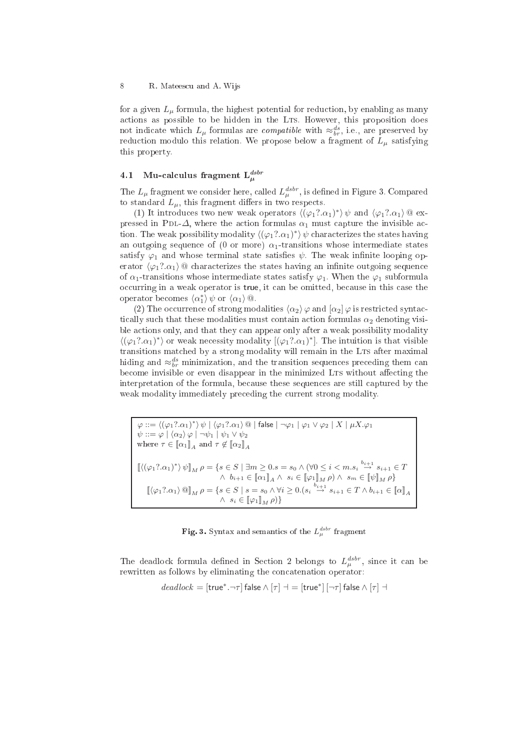for a given $L_\mu$ formula, the highest potential for reduction, by enabling as many actions as possible to be hidden in the LTS. However, this proposition does not indicate which $L_\mu$ formulas are *compatible* with $\approx_{br}^{ds}$, i.e., are preserved by reduction modulo this relation. We propose below a fragment of $L_\mu$ satisfying this property.

### 4.1 Mu-calculus fragment $L_\mu^{dsbr}$

The $L_\mu$ fragment we consider here, called $L_\mu^{dsbr}$, is defined in Figure 3. Compared to standard $L_\mu$, this fragment differs in two respects.

(1) It introduces two new weak operators $\langle(\varphi_1?.\alpha_1)^*\rangle\,\psi$ and $\langle\varphi_1?.\alpha_1\rangle\,@$ expressed in PDL-$\Delta$, where the action formulas $\alpha_1$ must capture the invisible action. The weak possibility modality $\langle(\varphi_1?.\alpha_1)^*\rangle\,\psi$ characterizes the states having an outgoing sequence of (0 or more) $\alpha_1$-transitions whose intermediate states satisfy $\varphi_1$ and whose terminal state satisfies $\psi$. The weak infinite looping operator $\langle\varphi_1?.\alpha_1\rangle\,@$ characterizes the states having an infinite outgoing sequence of $\alpha_1$-transitions whose intermediate states satisfy $\varphi_1$. When the $\varphi_1$ subformula occurring in a weak operator is true, it can be omitted, because in this case the operator becomes $\langle\alpha_1^*\rangle\,\psi$ or $\langle\alpha_1\rangle\,@$.

(2) The occurrence of strong modalities $\langle\alpha_2\rangle\,\varphi$ and $[\alpha_2]\,\varphi$ is restricted syntactically such that these modalities must contain action formulas $\alpha_2$ denoting visible actions only, and that they can appear only after a weak possibility modality $\langle(\varphi_1?.\alpha_1)^*\rangle$ or weak necessity modality $[(\varphi_1?.\alpha_1)^*]$. The intuition is that visible transitions matched by a strong modality will remain in the LTS after maximal hiding and $\approx_{br}^{ds}$ minimization, and the transition sequences preceding them can become invisible or even disappear in the minimized LTS without affecting the interpretation of the formula, because these sequences are still captured by the weak modality immediately preceding the current strong modality.

$$
\begin{array}{l}
\varphi ::= \langle(\varphi_1?.\alpha_1)^*\rangle\,\psi \mid \langle\varphi_1?.\alpha_1\rangle\,@ \mid \mathsf{false} \mid \neg\varphi_1 \mid \varphi_1 \vee \varphi_2 \mid X \mid \mu X.\varphi_1 \\
\psi ::= \varphi \mid \langle\alpha_2\rangle\,\varphi \mid \neg\psi_1 \mid \psi_1 \vee \psi_2 \\
\text{where } \tau \in [\![\alpha_1]\!]_A \text{ and } \tau \notin [\![\alpha_2]\!]_A \\[1em]
[\![\langle(\varphi_1?.\alpha_1)^*\rangle\,\psi]\!]_M\,\rho = \{s \in S \mid \exists m \geq 0.s = s_0 \wedge (\forall 0 \leq i < m.s_i \stackrel{b_{i+1}}{\to} s_{i+1} \in T \\
\qquad\qquad \wedge\; b_{i+1} \in [\![\alpha_1]\!]_A \wedge\; s_i \in [\![\varphi_1]\!]_M\,\rho) \wedge\; s_m \in [\![\psi]\!]_M\,\rho\} \\
[\![\langle\varphi_1?.\alpha_1\rangle\,@]\!]_M\,\rho = \{s \in S \mid s = s_0 \wedge \forall i \geq 0.(s_i \stackrel{b_{i+1}}{\to} s_{i+1} \in T \wedge b_{i+1} \in [\![\alpha]\!]_A \\
\qquad\qquad \wedge\; s_i \in [\![\varphi_1]\!]_M\,\rho)\}
\end{array}
$$

**Fig. 3.** Syntax and semantics of the $L_\mu^{dsbr}$ fragment

The deadlock formula defined in Section 2 belongs to $L_\mu^{dsbr}$, since it can be rewritten as follows by eliminating the concatenation operator:

$$
deadlock = [\mathsf{true}^*.\neg\tau]\,\mathsf{false} \wedge [\tau]\,\dashv\; = [\mathsf{true}^*]\,[\neg\tau]\,\mathsf{false} \wedge [\tau]\,\dashv
$$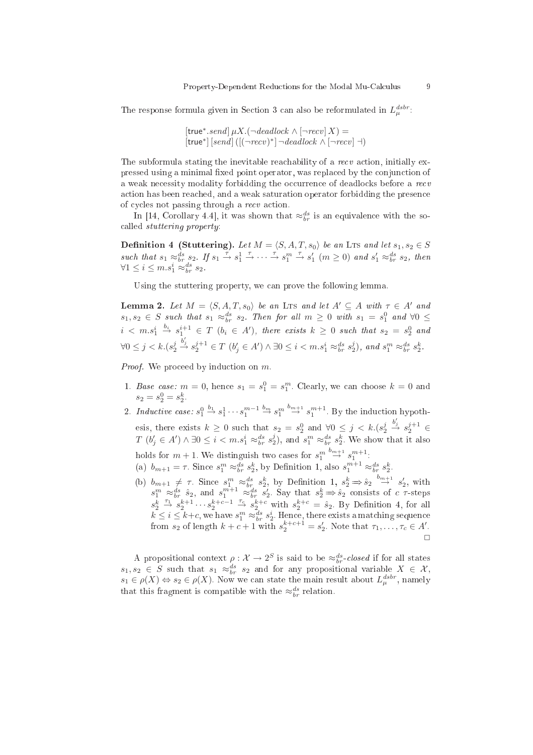The response formula given in Section 3 can also be reformulated in $L_\mu^{dsbr}$:

$$[\mathsf{true}^*.send]\,\mu X.(\neg deadlock \wedge [\neg recv]\, X) =$$
$$[\mathsf{true}^*]\,[send]\,([(\neg recv)^*]\,\neg deadlock \wedge [\neg recv]\,\dashv)$$

The subformula stating the inevitable reachability of a *recv* action, initially expressed using a minimal fixed point operator, was replaced by the conjunction of a weak necessity modality forbidding the occurrence of deadlocks before a *recv* action has been reached, and a weak saturation operator forbidding the presence of cycles not passing through a *recv* action.

In [14, Corollary 4.4], it was shown that $\approx_{br}^{ds}$ is an equivalence with the so-called *stuttering property*:

**Definition 4 (Stuttering).** *Let $M = \langle S, A, T, s_0 \rangle$ be an* Lts *and let $s_1, s_2 \in S$ such that $s_1 \approx_{br}^{ds} s_2$. If $s_1 \xrightarrow{\tau} s_1^1 \xrightarrow{\tau} \cdots \xrightarrow{\tau} s_1^m \xrightarrow{\tau} s_1'$ ($m \geq 0$) and $s_1' \approx_{br}^{ds} s_2$, then $\forall 1 \leq i \leq m. s_1^i \approx_{br}^{ds} s_2$.*

Using the stuttering property, we can prove the following lemma.

**Lemma 2.** *Let $M = \langle S, A, T, s_0 \rangle$ be an* Lts *and let $A' \subseteq A$ with $\tau \in A'$ and $s_1, s_2 \in S$ such that $s_1 \approx_{br}^{ds} s_2$. Then for all $m \geq 0$ with $s_1 = s_1^0$ and $\forall 0 \leq i < m. s_1^i \xrightarrow{b_i} s_1^{i+1} \in T$ ($b_i \in A'$), there exists $k \geq 0$ such that $s_2 = s_2^0$ and $\forall 0 \leq j < k. (s_2^j \xrightarrow{b_j'} s_2^{j+1} \in T\ (b_j' \in A') \wedge \exists 0 \leq i < m. s_1^i \approx_{br}^{ds} s_2^j)$, and $s_1^m \approx_{br}^{ds} s_2^k$.*

*Proof.* We proceed by induction on $m$.

1. *Base case:* $m = 0$, hence $s_1 = s_1^0 = s_1^m$. Clearly, we can choose $k = 0$ and $s_2 = s_2^0 = s_2^k$.
2. *Inductive case:* $s_1^0 \xrightarrow{b_1} s_1^1 \cdots s_1^{m-1} \xrightarrow{b_m} s_1^m \xrightarrow{b_{m+1}} s_1^{m+1}$. By the induction hypothesis, there exists $k \geq 0$ such that $s_2 = s_2^0$ and $\forall 0 \leq j < k. (s_2^j \xrightarrow{b_j'} s_2^{j+1} \in T\ (b_j' \in A') \wedge \exists 0 \leq i < m. s_1^i \approx_{br}^{ds} s_2^j)$, and $s_1^m \approx_{br}^{ds} s_2^k$. We show that it also holds for $m + 1$. We distinguish two cases for $s_1^m \xrightarrow{b_{m+1}} s_1^{m+1}$:
   (a) $b_{m+1} = \tau$. Since $s_1^m \approx_{br}^{ds} s_2^k$, by Definition 1, also $s_1^{m+1} \approx_{br}^{ds} s_2^k$.
   (b) $b_{m+1} \neq \tau$. Since $s_1^m \approx_{br}^{ds} s_2^k$, by Definition 1, $s_2^k \Rightarrow \hat{s}_2 \xrightarrow{b_{m+1}} s_2'$, with $s_1^m \approx_{br}^{ds} \hat{s}_2$, and $s_1^{m+1} \approx_{br}^{ds} s_2'$. Say that $s_2^k \Rightarrow \hat{s}_2$ consists of $c$ $\tau$-steps $s_2^k \xrightarrow{\tau_1} s_2^{k+1} \cdots s_2^{k+c-1} \xrightarrow{\tau_c} s_2^{k+c}$ with $s_2^{k+c} = \hat{s}_2$. By Definition 4, for all $k \leq i \leq k+c$, we have $s_1^m \approx_{br}^{ds} s_2^i$. Hence, there exists a matching sequence from $s_2$ of length $k + c + 1$ with $s_2^{k+c+1} = s_2'$. Note that $\tau_1, \ldots, \tau_c \in A'$.

$\square$

A propositional context $\rho : \mathcal{X} \to 2^S$ is said to be $\approx_{br}^{ds}$-*closed* if for all states $s_1, s_2 \in S$ such that $s_1 \approx_{br}^{ds} s_2$ and for any propositional variable $X \in \mathcal{X}$, $s_1 \in \rho(X) \Leftrightarrow s_2 \in \rho(X)$. Now we can state the main result about $L_\mu^{dsbr}$, namely that this fragment is compatible with the $\approx_{br}^{ds}$ relation.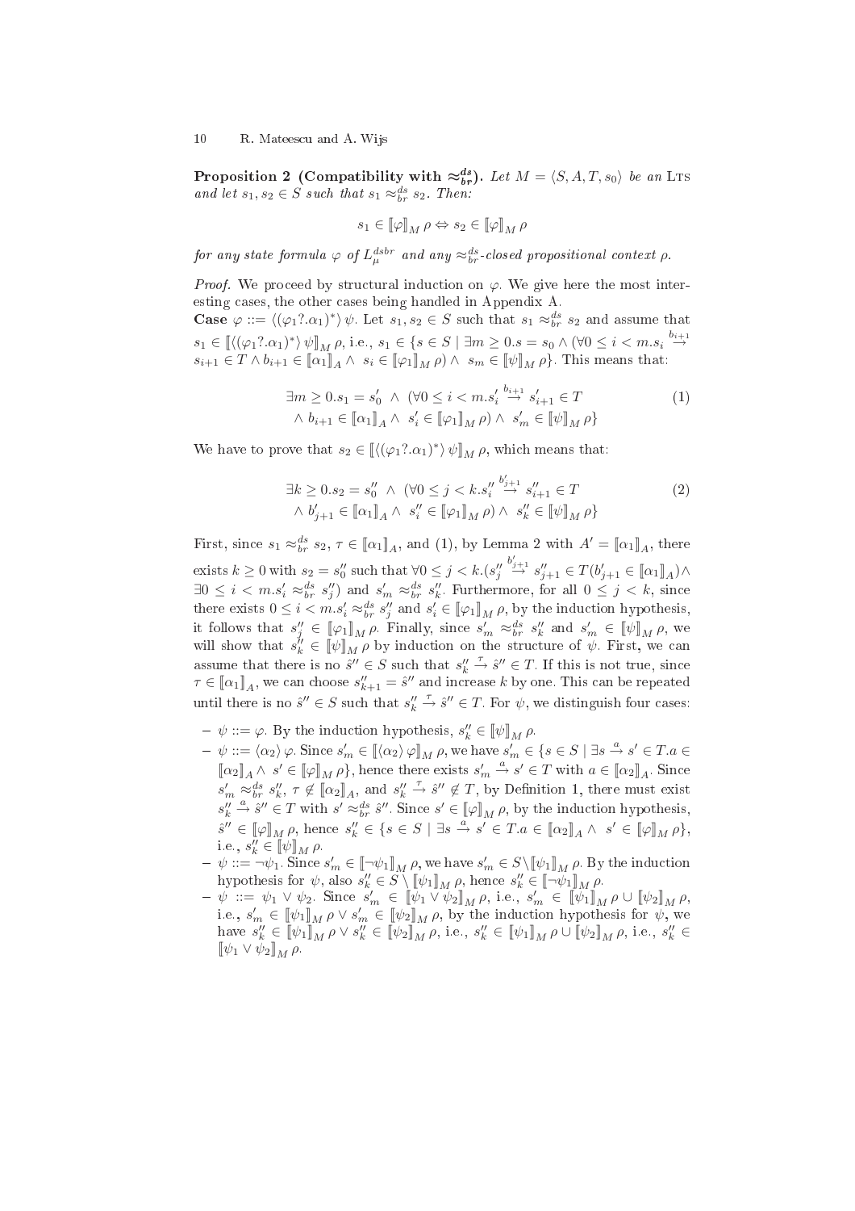**Proposition 2 (Compatibility with $\approx_{br}^{ds}$).** *Let $M = \langle S, A, T, s_0\rangle$ be an* LTS *and let $s_1, s_2 \in S$ such that $s_1 \approx_{br}^{ds} s_2$. Then:*

$$s_1 \in [\![\varphi]\!]_M\, \rho \Leftrightarrow s_2 \in [\![\varphi]\!]_M\, \rho$$

*for any state formula $\varphi$ of $L_\mu^{dsbr}$ and any $\approx_{br}^{ds}$-closed propositional context $\rho$.*

*Proof.* We proceed by structural induction on $\varphi$. We give here the most interesting cases, the other cases being handled in Appendix A.

**Case** $\varphi ::= \langle(\varphi_1?.\alpha_1)^*\rangle\, \psi$. Let $s_1, s_2 \in S$ such that $s_1 \approx_{br}^{ds} s_2$ and assume that $s_1 \in [\![\langle(\varphi_1?.\alpha_1)^*\rangle\, \psi]\!]_M\, \rho$, i.e., $s_1 \in \{s \in S \mid \exists m \geq 0. s = s_0 \wedge (\forall 0 \leq i < m. s_i \stackrel{b_{i+1}}{\rightarrow} s_{i+1} \in T \wedge b_{i+1} \in [\![\alpha_1]\!]_A \wedge\ s_i \in [\![\varphi_1]\!]_M\, \rho) \wedge\ s_m \in [\![\psi]\!]_M\, \rho\}$. This means that:

$$\begin{aligned} \exists m \geq 0. s_1 = s_0' \ \wedge\ (\forall 0 \leq i < m. s_i' \stackrel{b_{i+1}}{\rightarrow} s_{i+1}' \in T \\ \wedge\ b_{i+1} \in [\![\alpha_1]\!]_A \wedge\ s_i' \in [\![\varphi_1]\!]_M\, \rho) \wedge\ s_m' \in [\![\psi]\!]_M\, \rho\} \end{aligned} \tag{1}$$

We have to prove that $s_2 \in [\![\langle(\varphi_1?.\alpha_1)^*\rangle\, \psi]\!]_M\, \rho$, which means that:

$$\begin{aligned} \exists k \geq 0. s_2 = s_0'' \ \wedge\ (\forall 0 \leq j < k. s_i'' \stackrel{b_{j+1}'}{\rightarrow} s_{i+1}'' \in T \\ \wedge\ b_{j+1}' \in [\![\alpha_1]\!]_A \wedge\ s_i'' \in [\![\varphi_1]\!]_M\, \rho) \wedge\ s_k'' \in [\![\psi]\!]_M\, \rho\} \end{aligned} \tag{2}$$

First, since $s_1 \approx_{br}^{ds} s_2$, $\tau \in [\![\alpha_1]\!]_A$, and (1), by Lemma 2 with $A' = [\![\alpha_1]\!]_A$, there exists $k \geq 0$ with $s_2 = s_0''$ such that $\forall 0 \leq j < k. (s_j'' \stackrel{b_{j+1}'}{\rightarrow} s_{j+1}'' \in T (b_{j+1}' \in [\![\alpha_1]\!]_A) \wedge \exists 0 \leq i < m. s_i' \approx_{br}^{ds} s_j'')$ and $s_m' \approx_{br}^{ds} s_k''$. Furthermore, for all $0 \leq j < k$, since there exists $0 \leq i < m. s_i' \approx_{br}^{ds} s_j''$ and $s_i' \in [\![\varphi_1]\!]_M\, \rho$, by the induction hypothesis, it follows that $s_j'' \in [\![\varphi_1]\!]_M\, \rho$. Finally, since $s_m' \approx_{br}^{ds} s_k''$ and $s_m' \in [\![\psi]\!]_M\, \rho$, we will show that $s_k'' \in [\![\psi]\!]_M\, \rho$ by induction on the structure of $\psi$. First, we can assume that there is no $\hat{s}'' \in S$ such that $s_k'' \stackrel{\tau}{\rightarrow} \hat{s}'' \in T$. If this is not true, since $\tau \in [\![\alpha_1]\!]_A$, we can choose $s_{k+1}'' = \hat{s}''$ and increase $k$ by one. This can be repeated until there is no $\hat{s}'' \in S$ such that $s_k'' \stackrel{\tau}{\rightarrow} \hat{s}'' \in T$. For $\psi$, we distinguish four cases:

- $\psi ::= \varphi$. By the induction hypothesis, $s_k'' \in [\![\psi]\!]_M\, \rho$.
- $\psi ::= \langle\alpha_2\rangle\, \varphi$. Since $s_m' \in [\![\langle\alpha_2\rangle\, \varphi]\!]_M\, \rho$, we have $s_m' \in \{s \in S \mid \exists s \stackrel{a}{\rightarrow} s' \in T. a \in [\![\alpha_2]\!]_A \wedge\ s' \in [\![\varphi]\!]_M\, \rho\}$, hence there exists $s_m' \stackrel{a}{\rightarrow} s' \in T$ with $a \in [\![\alpha_2]\!]_A$. Since $s_m' \approx_{br}^{ds} s_k''$, $\tau \notin [\![\alpha_2]\!]_A$, and $s_k'' \stackrel{\tau}{\rightarrow} \hat{s}'' \notin T$, by Definition 1, there must exist $s_k'' \stackrel{a}{\rightarrow} \hat{s}'' \in T$ with $s' \approx_{br}^{ds} \hat{s}''$. Since $s' \in [\![\varphi]\!]_M\, \rho$, by the induction hypothesis, $\hat{s}'' \in [\![\varphi]\!]_M\, \rho$, hence $s_k'' \in \{s \in S \mid \exists s \stackrel{a}{\rightarrow} s' \in T. a \in [\![\alpha_2]\!]_A \wedge\ s' \in [\![\varphi]\!]_M\, \rho\}$, i.e., $s_k'' \in [\![\psi]\!]_M\, \rho$.
- $\psi ::= \neg\psi_1$. Since $s_m' \in [\![\neg\psi_1]\!]_M\, \rho$, we have $s_m' \in S \setminus [\![\psi_1]\!]_M\, \rho$. By the induction hypothesis for $\psi$, also $s_k'' \in S \setminus [\![\psi_1]\!]_M\, \rho$, hence $s_k'' \in [\![\neg\psi_1]\!]_M\, \rho$.
- $\psi ::= \psi_1 \vee \psi_2$. Since $s_m' \in [\![\psi_1 \vee \psi_2]\!]_M\, \rho$, i.e., $s_m' \in [\![\psi_1]\!]_M\, \rho \cup [\![\psi_2]\!]_M\, \rho$, i.e., $s_m' \in [\![\psi_1]\!]_M\, \rho \vee s_m' \in [\![\psi_2]\!]_M\, \rho$, by the induction hypothesis for $\psi$, we have $s_k'' \in [\![\psi_1]\!]_M\, \rho \vee s_k'' \in [\![\psi_2]\!]_M\, \rho$, i.e., $s_k'' \in [\![\psi_1]\!]_M\, \rho \cup [\![\psi_2]\!]_M\, \rho$, i.e., $s_k'' \in [\![\psi_1 \vee \psi_2]\!]_M\, \rho$.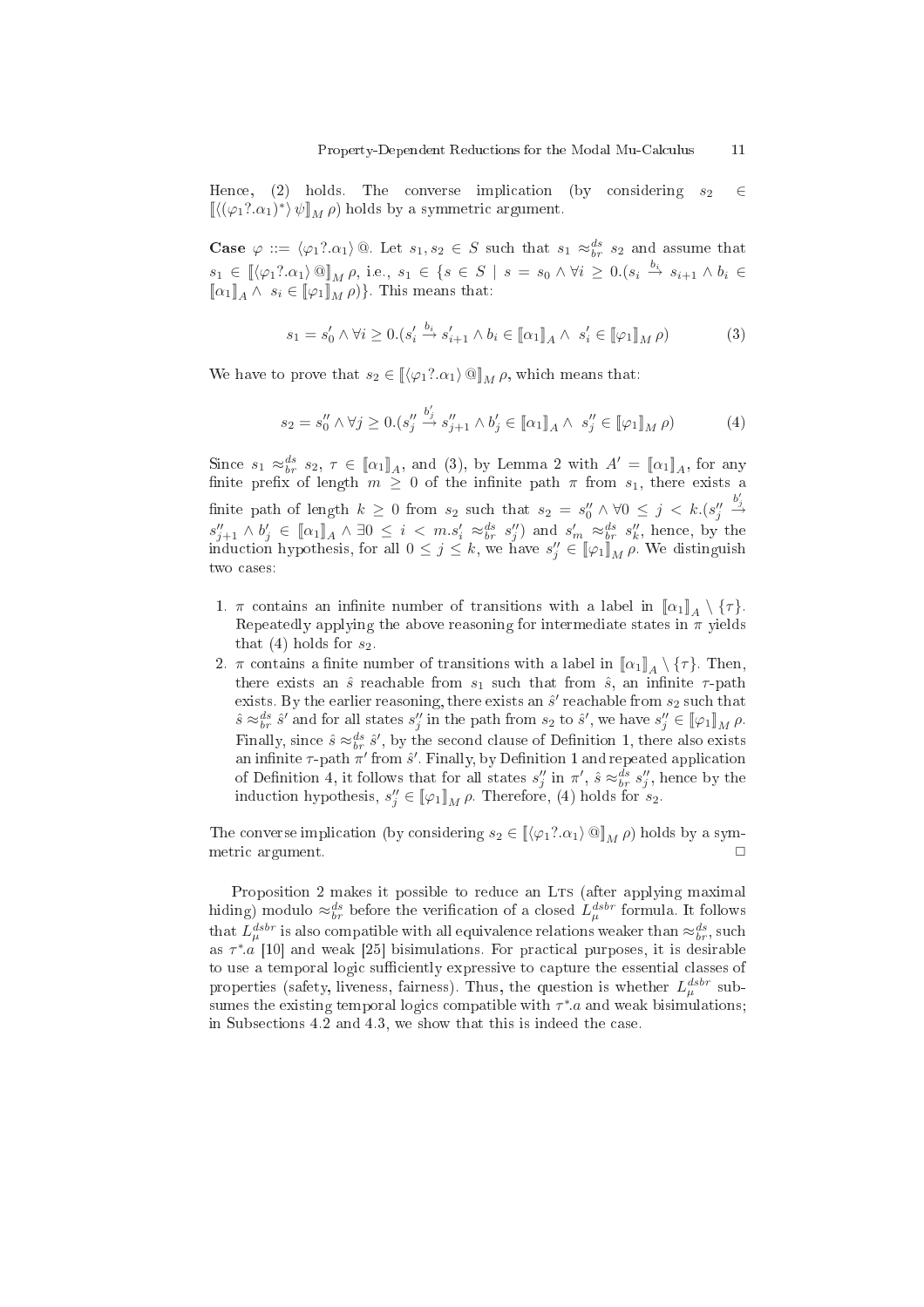Hence, (2) holds. The converse implication (by considering $s_2 \in [\![\langle(\varphi_1?.\alpha_1)^*\rangle\,\psi]\!]_M\,\rho$) holds by a symmetric argument.

**Case** $\varphi ::= \langle \varphi_1?.\alpha_1\rangle\,@$. Let $s_1, s_2 \in S$ such that $s_1 \approx_{br}^{ds} s_2$ and assume that $s_1 \in [\![\langle \varphi_1?.\alpha_1\rangle\,@]\!]_M\,\rho$, i.e., $s_1 \in \{s \in S \mid s = s_0 \wedge \forall i \geq 0.(s_i \xrightarrow{b_i} s_{i+1} \wedge b_i \in [\![\alpha_1]\!]_A \wedge\; s_i \in [\![\varphi_1]\!]_M\,\rho)\}$. This means that:

$$s_1 = s'_0 \wedge \forall i \geq 0.(s'_i \xrightarrow{b_i} s'_{i+1} \wedge b_i \in [\![\alpha_1]\!]_A \wedge\; s'_i \in [\![\varphi_1]\!]_M\,\rho) \tag{3}$$

We have to prove that $s_2 \in [\![\langle \varphi_1?.\alpha_1\rangle\,@]\!]_M\,\rho$, which means that:

$$s_2 = s''_0 \wedge \forall j \geq 0.(s''_j \xrightarrow{b'_j} s''_{j+1} \wedge b'_j \in [\![\alpha_1]\!]_A \wedge\; s''_j \in [\![\varphi_1]\!]_M\,\rho) \tag{4}$$

Since $s_1 \approx_{br}^{ds} s_2$, $\tau \in [\![\alpha_1]\!]_A$, and (3), by Lemma 2 with $A' = [\![\alpha_1]\!]_A$, for any finite prefix of length $m \geq 0$ of the infinite path $\pi$ from $s_1$, there exists a finite path of length $k \geq 0$ from $s_2$ such that $s_2 = s''_0 \wedge \forall 0 \leq j < k.(s''_j \xrightarrow{b'_j} s''_{j+1} \wedge b'_j \in [\![\alpha_1]\!]_A \wedge \exists 0 \leq i < m.s'_i \approx_{br}^{ds} s''_j)$ and $s'_m \approx_{br}^{ds} s''_k$, hence, by the induction hypothesis, for all $0 \leq j \leq k$, we have $s''_j \in [\![\varphi_1]\!]_M\,\rho$. We distinguish two cases:

1. $\pi$ contains an infinite number of transitions with a label in $[\![\alpha_1]\!]_A \setminus \{\tau\}$. Repeatedly applying the above reasoning for intermediate states in $\pi$ yields that (4) holds for $s_2$.
2. $\pi$ contains a finite number of transitions with a label in $[\![\alpha_1]\!]_A \setminus \{\tau\}$. Then, there exists an $\hat{s}$ reachable from $s_1$ such that from $\hat{s}$, an infinite $\tau$-path exists. By the earlier reasoning, there exists an $\hat{s}'$ reachable from $s_2$ such that $\hat{s} \approx_{br}^{ds} \hat{s}'$ and for all states $s''_j$ in the path from $s_2$ to $\hat{s}'$, we have $s''_j \in [\![\varphi_1]\!]_M\,\rho$. Finally, since $\hat{s} \approx_{br}^{ds} \hat{s}'$, by the second clause of Definition 1, there also exists an infinite $\tau$-path $\pi'$ from $\hat{s}'$. Finally, by Definition 1 and repeated application of Definition 4, it follows that for all states $s''_j$ in $\pi'$, $\hat{s} \approx_{br}^{ds} s''_j$, hence by the induction hypothesis, $s''_j \in [\![\varphi_1]\!]_M\,\rho$. Therefore, (4) holds for $s_2$.

The converse implication (by considering $s_2 \in [\![\langle \varphi_1?.\alpha_1\rangle\,@]\!]_M\,\rho$) holds by a symmetric argument. □

Proposition 2 makes it possible to reduce an LTS (after applying maximal hiding) modulo $\approx_{br}^{ds}$ before the verification of a closed $L_\mu^{dsbr}$ formula. It follows that $L_\mu^{dsbr}$ is also compatible with all equivalence relations weaker than $\approx_{br}^{ds}$, such as $\tau^*.a$ [10] and weak [25] bisimulations. For practical purposes, it is desirable to use a temporal logic sufficiently expressive to capture the essential classes of properties (safety, liveness, fairness). Thus, the question is whether $L_\mu^{dsbr}$ subsumes the existing temporal logics compatible with $\tau^*.a$ and weak bisimulations; in Subsections 4.2 and 4.3, we show that this is indeed the case.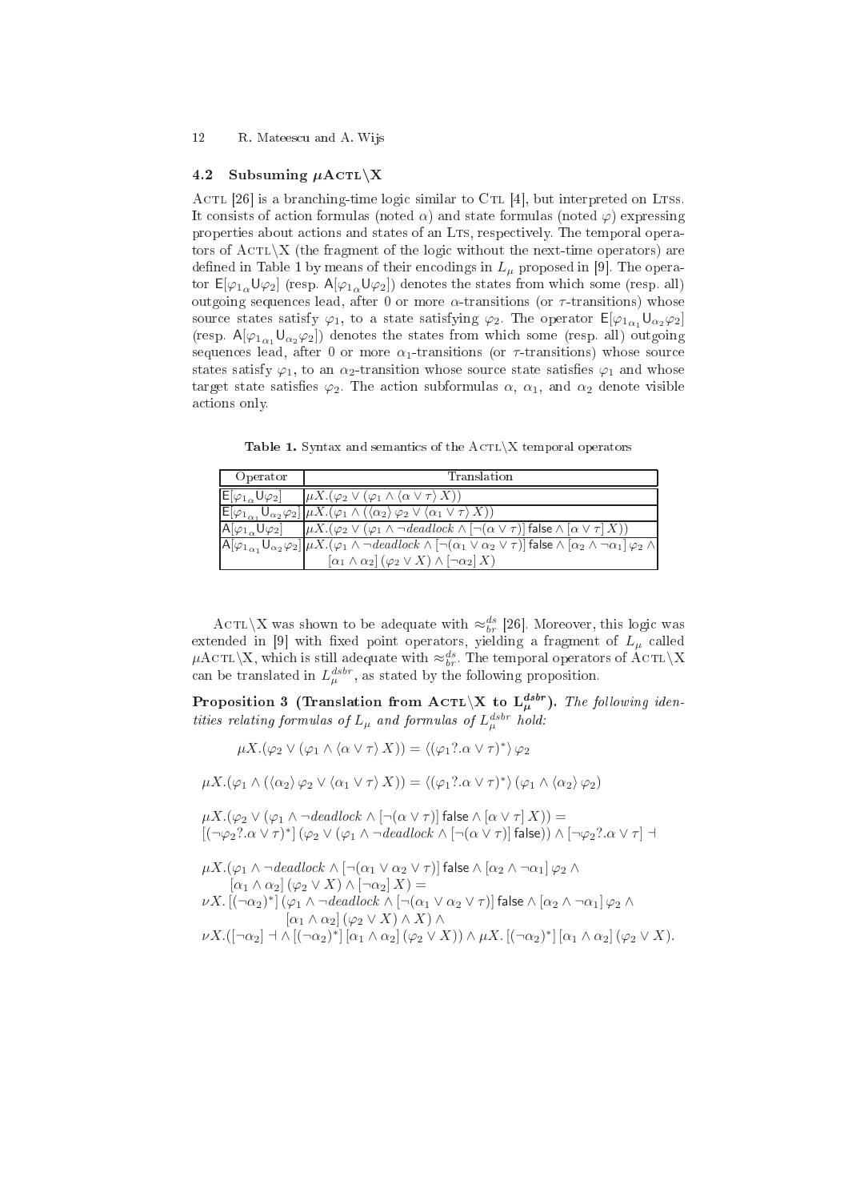### 4.2 Subsuming $\mu$ACTL\X

ACTL [26] is a branching-time logic similar to CTL [4], but interpreted on LTSs. It consists of action formulas (noted $\alpha$) and state formulas (noted $\varphi$) expressing properties about actions and states of an LTS, respectively. The temporal operators of ACTL\X (the fragment of the logic without the next-time operators) are defined in Table 1 by means of their encodings in $L_\mu$ proposed in [9]. The operator $\mathsf{E}[\varphi_{1\alpha}\mathsf{U}\varphi_2]$ (resp. $\mathsf{A}[\varphi_{1\alpha}\mathsf{U}\varphi_2]$) denotes the states from which some (resp. all) outgoing sequences lead, after 0 or more $\alpha$-transitions (or $\tau$-transitions) whose source states satisfy $\varphi_1$, to a state satisfying $\varphi_2$. The operator $\mathsf{E}[\varphi_{1\alpha_1}\mathsf{U}_{\alpha_2}\varphi_2]$ (resp. $\mathsf{A}[\varphi_{1\alpha_1}\mathsf{U}_{\alpha_2}\varphi_2]$) denotes the states from which some (resp. all) outgoing sequences lead, after 0 or more $\alpha_1$-transitions (or $\tau$-transitions) whose source states satisfy $\varphi_1$, to an $\alpha_2$-transition whose source state satisfies $\varphi_1$ and whose target state satisfies $\varphi_2$. The action subformulas $\alpha$, $\alpha_1$, and $\alpha_2$ denote visible actions only.

**Table 1.** Syntax and semantics of the ACTL\X temporal operators

| Operator | Translation |
|---|---|
| $\mathsf{E}[\varphi_{1\alpha}\mathsf{U}\varphi_2]$ | $\mu X.(\varphi_2 \vee (\varphi_1 \wedge \langle \alpha \vee \tau \rangle X))$ |
| $\mathsf{E}[\varphi_{1\alpha_1}\mathsf{U}_{\alpha_2}\varphi_2]$ | $\mu X.(\varphi_1 \wedge (\langle \alpha_2 \rangle \varphi_2 \vee \langle \alpha_1 \vee \tau \rangle X))$ |
| $\mathsf{A}[\varphi_{1\alpha}\mathsf{U}\varphi_2]$ | $\mu X.(\varphi_2 \vee (\varphi_1 \wedge \neg deadlock \wedge [\neg(\alpha \vee \tau)]\, \mathsf{false} \wedge [\alpha \vee \tau]\, X))$ |
| $\mathsf{A}[\varphi_{1\alpha_1}\mathsf{U}_{\alpha_2}\varphi_2]$ | $\mu X.(\varphi_1 \wedge \neg deadlock \wedge [\neg(\alpha_1 \vee \alpha_2 \vee \tau)]\, \mathsf{false} \wedge [\alpha_2 \wedge \neg\alpha_1]\, \varphi_2 \wedge$ $[\alpha_1 \wedge \alpha_2]\,(\varphi_2 \vee X) \wedge [\neg\alpha_2]\, X)$ |

ACTL\X was shown to be adequate with $\approx_{br}^{ds}$ [26]. Moreover, this logic was extended in [9] with fixed point operators, yielding a fragment of $L_\mu$ called $\mu$ACTL\X, which is still adequate with $\approx_{br}^{ds}$. The temporal operators of ACTL\X can be translated in $L_\mu^{dsbr}$, as stated by the following proposition.

**Proposition 3 (Translation from ACTL\X to $\mathbf{L_\mu^{dsbr}}$).** *The following identities relating formulas of $L_\mu$ and formulas of $L_\mu^{dsbr}$ hold:*

$$\mu X.(\varphi_2 \vee (\varphi_1 \wedge \langle \alpha \vee \tau \rangle X)) = \langle (\varphi_1 ?.\alpha \vee \tau)^* \rangle\, \varphi_2$$

$$\mu X.(\varphi_1 \wedge (\langle \alpha_2 \rangle \varphi_2 \vee \langle \alpha_1 \vee \tau \rangle X)) = \langle (\varphi_1 ?.\alpha \vee \tau)^* \rangle\, (\varphi_1 \wedge \langle \alpha_2 \rangle \varphi_2)$$

$$\mu X.(\varphi_2 \vee (\varphi_1 \wedge \neg deadlock \wedge [\neg(\alpha \vee \tau)]\, \mathsf{false} \wedge [\alpha \vee \tau]\, X)) =$$
$$[(\neg\varphi_2 ?.\alpha \vee \tau)^*]\,(\varphi_2 \vee (\varphi_1 \wedge \neg deadlock \wedge [\neg(\alpha \vee \tau)]\, \mathsf{false})) \wedge [\neg\varphi_2 ?.\alpha \vee \tau] \dashv$$

$$\mu X.(\varphi_1 \wedge \neg deadlock \wedge [\neg(\alpha_1 \vee \alpha_2 \vee \tau)]\, \mathsf{false} \wedge [\alpha_2 \wedge \neg\alpha_1]\, \varphi_2 \wedge$$
$$[\alpha_1 \wedge \alpha_2]\,(\varphi_2 \vee X) \wedge [\neg\alpha_2]\, X) =$$
$$\nu X.\, [(\neg\alpha_2)^*]\,(\varphi_1 \wedge \neg deadlock \wedge [\neg(\alpha_1 \vee \alpha_2 \vee \tau)]\, \mathsf{false} \wedge [\alpha_2 \wedge \neg\alpha_1]\, \varphi_2 \wedge$$
$$[\alpha_1 \wedge \alpha_2]\,(\varphi_2 \vee X) \wedge X) \wedge$$
$$\nu X.([\neg\alpha_2] \dashv \wedge [(\neg\alpha_2)^*]\,[\alpha_1 \wedge \alpha_2]\,(\varphi_2 \vee X)) \wedge \mu X.\, [(\neg\alpha_2)^*]\,[\alpha_1 \wedge \alpha_2]\,(\varphi_2 \vee X).$$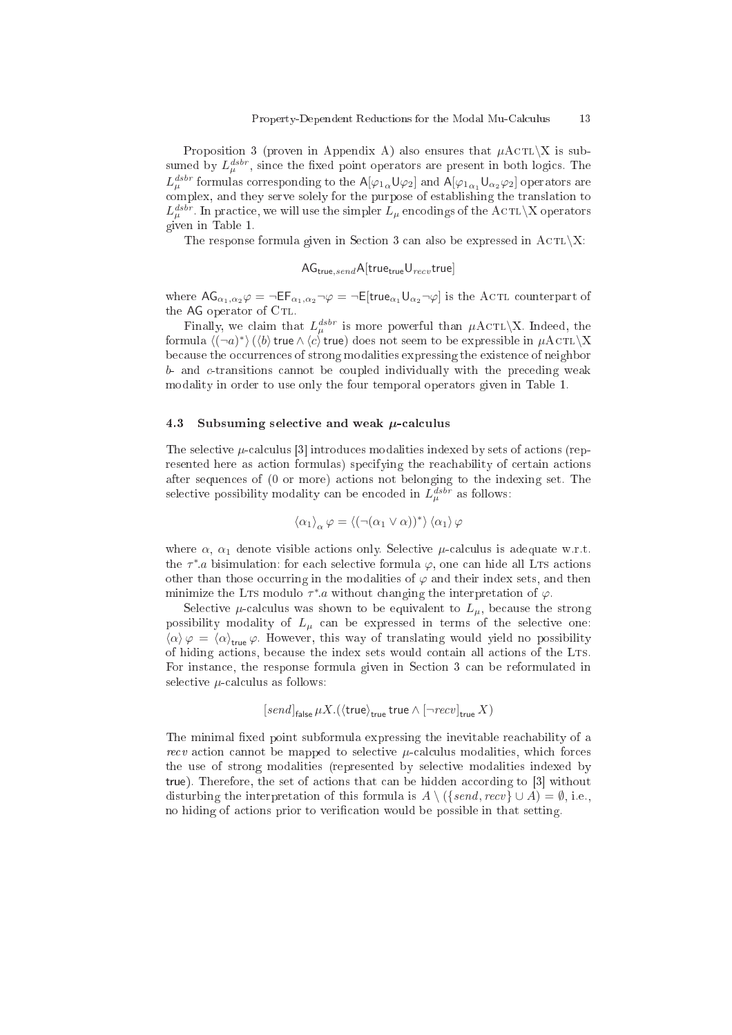Proposition 3 (proven in Appendix A) also ensures that $\mu$ACTL\X is subsumed by $L_\mu^{dsbr}$, since the fixed point operators are present in both logics. The $L_\mu^{dsbr}$ formulas corresponding to the $\mathsf{A}[\varphi_{1\alpha}\mathsf{U}\varphi_2]$ and $\mathsf{A}[\varphi_{1\alpha_1}\mathsf{U}_{\alpha_2}\varphi_2]$ operators are complex, and they serve solely for the purpose of establishing the translation to $L_\mu^{dsbr}$. In practice, we will use the simpler $L_\mu$ encodings of the ACTL\X operators given in Table 1.

The response formula given in Section 3 can also be expressed in ACTL\X:

$$\mathsf{AG}_{\mathsf{true},send}\mathsf{A}[\mathsf{true}_{\mathsf{true}}\mathsf{U}_{recv}\mathsf{true}]$$

where $\mathsf{AG}_{\alpha_1,\alpha_2}\varphi = \neg\mathsf{EF}_{\alpha_1,\alpha_2}\neg\varphi = \neg\mathsf{E}[\mathsf{true}_{\alpha_1}\mathsf{U}_{\alpha_2}\neg\varphi]$ is the ACTL counterpart of the $\mathsf{AG}$ operator of CTL.

Finally, we claim that $L_\mu^{dsbr}$ is more powerful than $\mu$ACTL\X. Indeed, the formula $\langle(\neg a)^*\rangle\,(\langle b\rangle\,\mathsf{true} \wedge \langle c\rangle\,\mathsf{true})$ does not seem to be expressible in $\mu$ACTL\X because the occurrences of strong modalities expressing the existence of neighbor $b$- and $c$-transitions cannot be coupled individually with the preceding weak modality in order to use only the four temporal operators given in Table 1.

### 4.3 Subsuming selective and weak $\mu$-calculus

The selective $\mu$-calculus [3] introduces modalities indexed by sets of actions (represented here as action formulas) specifying the reachability of certain actions after sequences of (0 or more) actions not belonging to the indexing set. The selective possibility modality can be encoded in $L_\mu^{dsbr}$ as follows:

$$\langle\alpha_1\rangle_\alpha\,\varphi = \langle(\neg(\alpha_1 \vee \alpha))^*\rangle\,\langle\alpha_1\rangle\,\varphi$$

where $\alpha$, $\alpha_1$ denote visible actions only. Selective $\mu$-calculus is adequate w.r.t. the $\tau^*.a$ bisimulation: for each selective formula $\varphi$, one can hide all LTS actions other than those occurring in the modalities of $\varphi$ and their index sets, and then minimize the LTS modulo $\tau^*.a$ without changing the interpretation of $\varphi$.

Selective $\mu$-calculus was shown to be equivalent to $L_\mu$, because the strong possibility modality of $L_\mu$ can be expressed in terms of the selective one: $\langle\alpha\rangle\,\varphi = \langle\alpha\rangle_{\mathsf{true}}\,\varphi$. However, this way of translating would yield no possibility of hiding actions, because the index sets would contain all actions of the LTS. For instance, the response formula given in Section 3 can be reformulated in selective $\mu$-calculus as follows:

$$[send]_{\mathsf{false}}\,\mu X.(\langle\mathsf{true}\rangle_{\mathsf{true}}\,\mathsf{true} \wedge [\neg recv]_{\mathsf{true}}\,X)$$

The minimal fixed point subformula expressing the inevitable reachability of a *recv* action cannot be mapped to selective $\mu$-calculus modalities, which forces the use of strong modalities (represented by selective modalities indexed by $\mathsf{true}$). Therefore, the set of actions that can be hidden according to [3] without disturbing the interpretation of this formula is $A \setminus (\{send, recv\} \cup A) = \emptyset$, i.e., no hiding of actions prior to verification would be possible in that setting.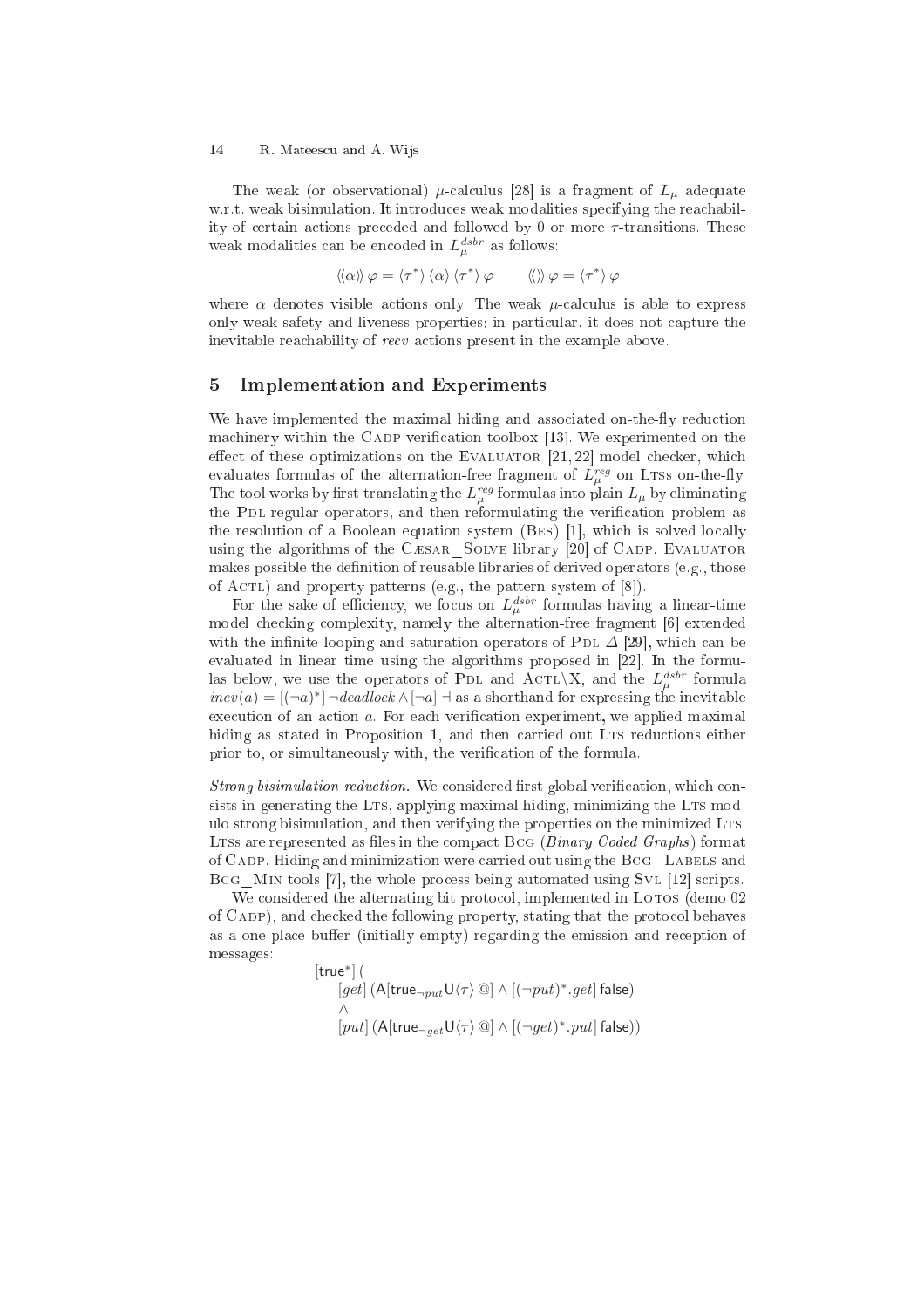The weak (or observational) $\mu$-calculus [28] is a fragment of $L_\mu$ adequate w.r.t. weak bisimulation. It introduces weak modalities specifying the reachability of certain actions preceded and followed by 0 or more $\tau$-transitions. These weak modalities can be encoded in $L_\mu^{dsbr}$ as follows:

$$\langle\!\langle \alpha \rangle\!\rangle\, \varphi = \langle \tau^* \rangle \, \langle \alpha \rangle \, \langle \tau^* \rangle \, \varphi \qquad \langle\!\langle\rangle\!\rangle\, \varphi = \langle \tau^* \rangle \, \varphi$$

where $\alpha$ denotes visible actions only. The weak $\mu$-calculus is able to express only weak safety and liveness properties; in particular, it does not capture the inevitable reachability of *recv* actions present in the example above.

## 5 Implementation and Experiments

We have implemented the maximal hiding and associated on-the-fly reduction machinery within the CADP verification toolbox [13]. We experimented on the effect of these optimizations on the EVALUATOR [21, 22] model checker, which evaluates formulas of the alternation-free fragment of $L_\mu^{reg}$ on LTSs on-the-fly. The tool works by first translating the $L_\mu^{reg}$ formulas into plain $L_\mu$ by eliminating the PDL regular operators, and then reformulating the verification problem as the resolution of a Boolean equation system (BES) [1], which is solved locally using the algorithms of the CÆSAR_SOLVE library [20] of CADP. EVALUATOR makes possible the definition of reusable libraries of derived operators (e.g., those of ACTL) and property patterns (e.g., the pattern system of [8]).

For the sake of efficiency, we focus on $L_\mu^{dsbr}$ formulas having a linear-time model checking complexity, namely the alternation-free fragment [6] extended with the infinite looping and saturation operators of PDL-$\Delta$ [29], which can be evaluated in linear time using the algorithms proposed in [22]. In the formulas below, we use the operators of PDL and ACTL\X, and the $L_\mu^{dsbr}$ formula $inev(a) = [(\neg a)^*] \, \neg deadlock \wedge [\neg a] \dashv$ as a shorthand for expressing the inevitable execution of an action $a$. For each verification experiment, we applied maximal hiding as stated in Proposition 1, and then carried out LTS reductions either prior to, or simultaneously with, the verification of the formula.

*Strong bisimulation reduction.* We considered first global verification, which consists in generating the LTS, applying maximal hiding, minimizing the LTS modulo strong bisimulation, and then verifying the properties on the minimized LTS. LTSs are represented as files in the compact BCG (*Binary Coded Graphs*) format of CADP. Hiding and minimization were carried out using the BCG_LABELS and BCG_MIN tools [7], the whole process being automated using SVL [12] scripts.

We considered the alternating bit protocol, implemented in LOTOS (demo 02 of CADP), and checked the following property, stating that the protocol behaves as a one-place buffer (initially empty) regarding the emission and reception of messages:

$$
\begin{array}{l}
[\mathsf{true}^*]\; ( \\
\quad [get]\, (\mathsf{A}[\mathsf{true}_{\neg put} \mathsf{U} \langle \tau \rangle \, @] \wedge [(\neg put)^* . get]\, \mathsf{false}) \\
\quad \wedge \\
\quad [put]\, (\mathsf{A}[\mathsf{true}_{\neg get} \mathsf{U} \langle \tau \rangle \, @] \wedge [(\neg get)^* . put]\, \mathsf{false}))
\end{array}
$$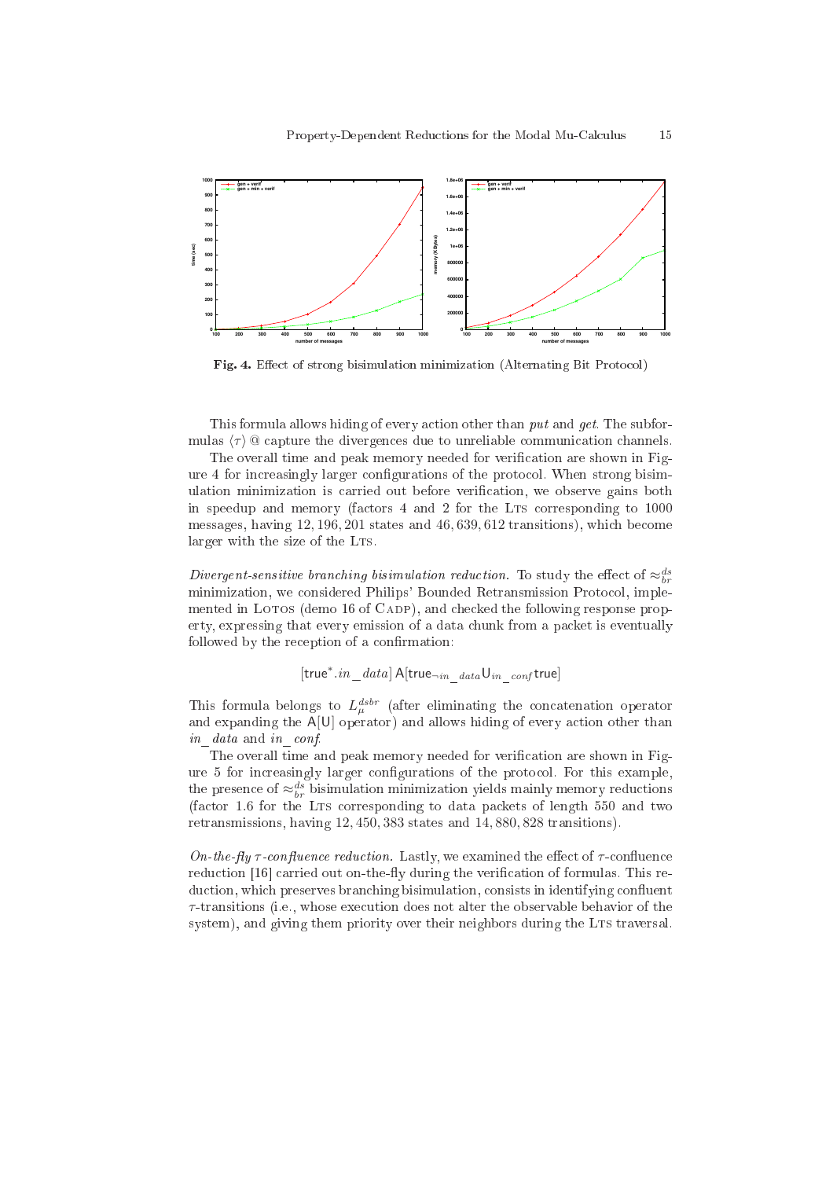Fig. 4. Effect of strong bisimulation minimization (Alternating Bit Protocol)

This formula allows hiding of every action other than *put* and *get*. The subformulas $\langle\tau\rangle\,@$ capture the divergences due to unreliable communication channels.

The overall time and peak memory needed for verification are shown in Figure 4 for increasingly larger configurations of the protocol. When strong bisimulation minimization is carried out before verification, we observe gains both in speedup and memory (factors 4 and 2 for the LTS corresponding to 1000 messages, having 12,196,201 states and 46,639,612 transitions), which become larger with the size of the LTS.

*Divergent-sensitive branching bisimulation reduction.* To study the effect of $\approx_{br}^{ds}$ minimization, we considered Philips' Bounded Retransmission Protocol, implemented in LOTOS (demo 16 of CADP), and checked the following response property, expressing that every emission of a data chunk from a packet is eventually followed by the reception of a confirmation:

$$[\mathsf{true}^*.in\_data]\ \mathsf{A}[\mathsf{true}_{\neg in\_data}\mathsf{U}_{in\_conf}\mathsf{true}]$$

This formula belongs to $L_\mu^{dsbr}$ (after eliminating the concatenation operator and expanding the $\mathsf{A}[\mathsf{U}]$ operator) and allows hiding of every action other than *in_data* and *in_conf*.

The overall time and peak memory needed for verification are shown in Figure 5 for increasingly larger configurations of the protocol. For this example, the presence of $\approx_{br}^{ds}$ bisimulation minimization yields mainly memory reductions (factor 1.6 for the LTS corresponding to data packets of length 550 and two retransmissions, having 12,450,383 states and 14,880,828 transitions).

*On-the-fly $\tau$-confluence reduction.* Lastly, we examined the effect of $\tau$-confluence reduction [16] carried out on-the-fly during the verification of formulas. This reduction, which preserves branching bisimulation, consists in identifying confluent $\tau$-transitions (i.e., whose execution does not alter the observable behavior of the system), and giving them priority over their neighbors during the LTS traversal.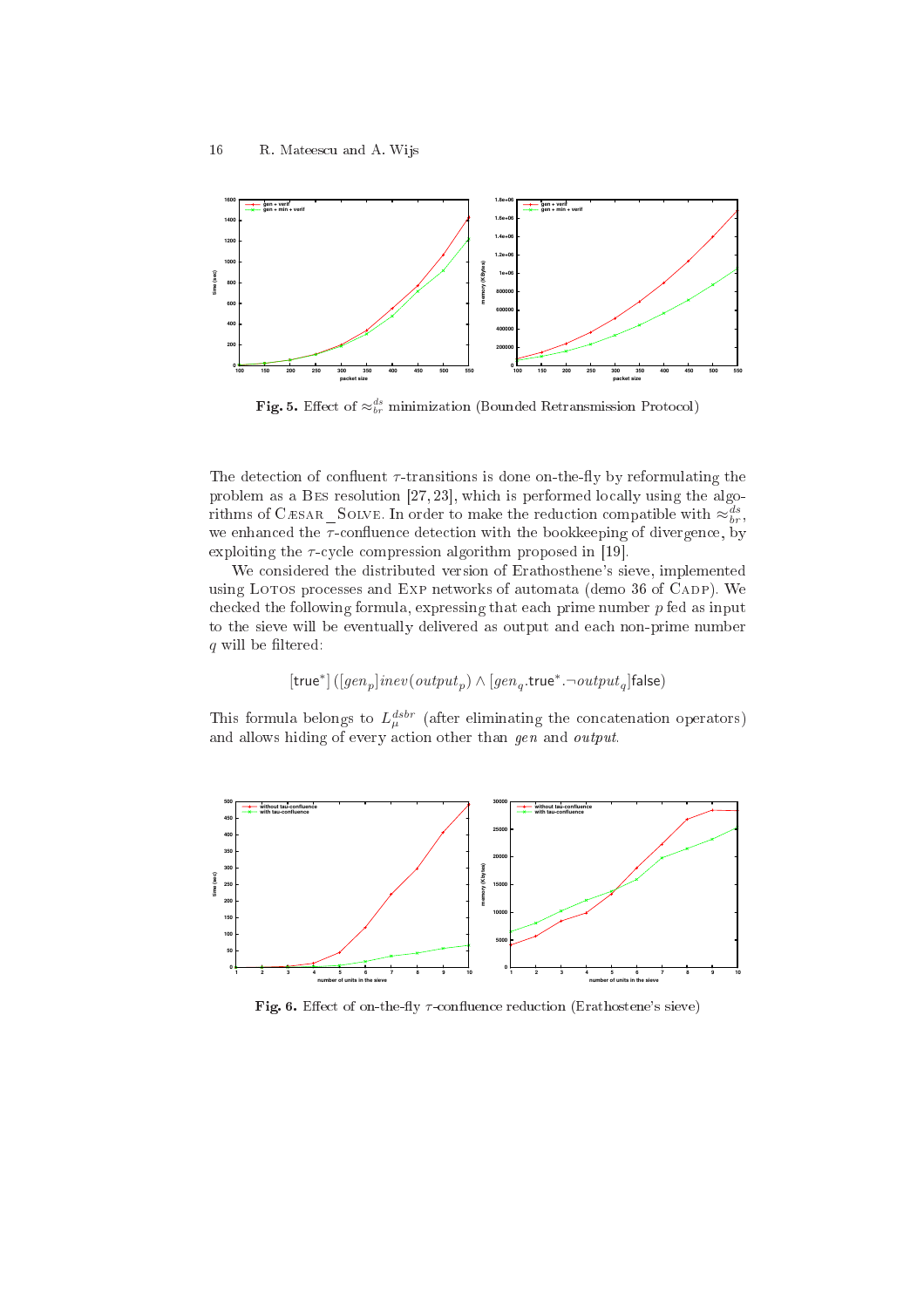**Fig. 5.** Effect of $\approx_{br}^{ds}$ minimization (Bounded Retransmission Protocol)

The detection of confluent $\tau$-transitions is done on-the-fly by reformulating the problem as a BES resolution [27, 23], which is performed locally using the algorithms of CÆSAR_SOLVE. In order to make the reduction compatible with $\approx_{br}^{ds}$, we enhanced the $\tau$-confluence detection with the bookkeeping of divergence, by exploiting the $\tau$-cycle compression algorithm proposed in [19].

We considered the distributed version of Erathosthene's sieve, implemented using LOTOS processes and EXP networks of automata (demo 36 of CADP). We checked the following formula, expressing that each prime number $p$ fed as input to the sieve will be eventually delivered as output and each non-prime number $q$ will be filtered:

$$[\mathsf{true}^*]\,([gen_p]\,inev(output_p) \wedge [gen_q.\mathsf{true}^*.\neg output_q]\mathsf{false})$$

This formula belongs to $L_\mu^{dsbr}$ (after eliminating the concatenation operators) and allows hiding of every action other than *gen* and *output*.

**Fig. 6.** Effect of on-the-fly $\tau$-confluence reduction (Erathostene's sieve)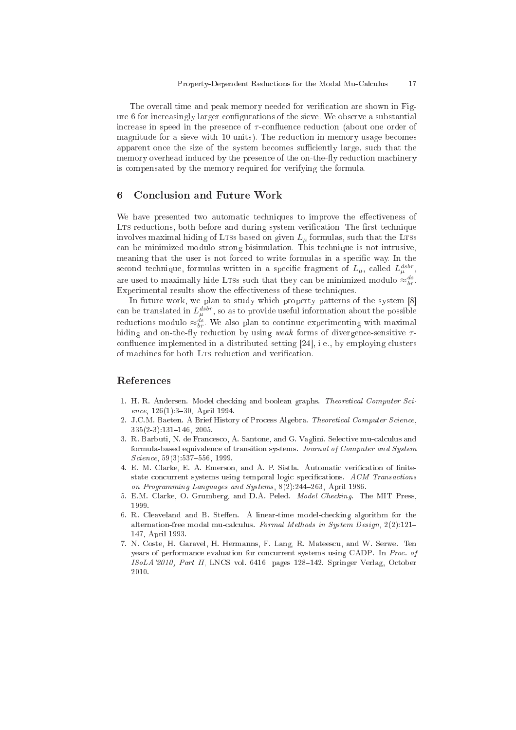The overall time and peak memory needed for verification are shown in Figure 6 for increasingly larger configurations of the sieve. We observe a substantial increase in speed in the presence of $\tau$-confluence reduction (about one order of magnitude for a sieve with 10 units). The reduction in memory usage becomes apparent once the size of the system becomes sufficiently large, such that the memory overhead induced by the presence of the on-the-fly reduction machinery is compensated by the memory required for verifying the formula.

## 6 Conclusion and Future Work

We have presented two automatic techniques to improve the effectiveness of LTS reductions, both before and during system verification. The first technique involves maximal hiding of LTSs based on given $L_\mu$ formulas, such that the LTSs can be minimized modulo strong bisimulation. This technique is not intrusive, meaning that the user is not forced to write formulas in a specific way. In the second technique, formulas written in a specific fragment of $L_\mu$, called $L_\mu^{dsbr}$, are used to maximally hide LTSs such that they can be minimized modulo $\approx_{br}^{ds}$. Experimental results show the effectiveness of these techniques.

In future work, we plan to study which property patterns of the system [8] can be translated in $L_\mu^{dsbr}$, so as to provide useful information about the possible reductions modulo $\approx_{br}^{ds}$. We also plan to continue experimenting with maximal hiding and on-the-fly reduction by using *weak* forms of divergence-sensitive $\tau$-confluence implemented in a distributed setting [24], i.e., by employing clusters of machines for both LTS reduction and verification.

## References

1. H. R. Andersen. Model checking and boolean graphs. *Theoretical Computer Science*, 126(1):3–30, April 1994.
2. J.C.M. Baeten. A Brief History of Process Algebra. *Theoretical Computer Science*, 335(2-3):131–146, 2005.
3. R. Barbuti, N. de Francesco, A. Santone, and G. Vaglini. Selective mu-calculus and formula-based equivalence of transition systems. *Journal of Computer and System Science*, 59(3):537–556, 1999.
4. E. M. Clarke, E. A. Emerson, and A. P. Sistla. Automatic verification of finite-state concurrent systems using temporal logic specifications. *ACM Transactions on Programming Languages and Systems*, 8(2):244–263, April 1986.
5. E.M. Clarke, O. Grumberg, and D.A. Peled. *Model Checking*. The MIT Press, 1999.
6. R. Cleaveland and B. Steffen. A linear-time model-checking algorithm for the alternation-free modal mu-calculus. *Formal Methods in System Design*, 2(2):121–147, April 1993.
7. N. Coste, H. Garavel, H. Hermanns, F. Lang, R. Mateescu, and W. Serwe. Ten years of performance evaluation for concurrent systems using CADP. In *Proc. of ISoLA'2010, Part II*, LNCS vol. 6416, pages 128–142. Springer Verlag, October 2010.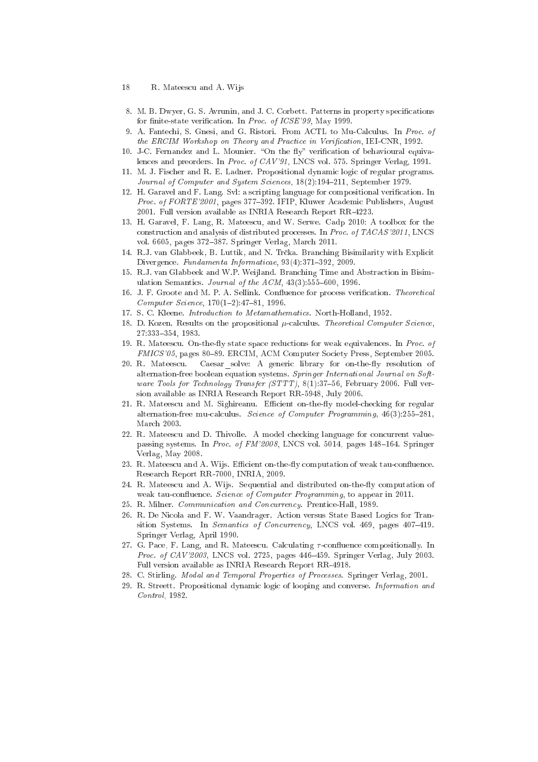8. M. B. Dwyer, G. S. Avrunin, and J. C. Corbett. Patterns in property specifications for finite-state verification. In *Proc. of ICSE'99*, May 1999.
9. A. Fantechi, S. Gnesi, and G. Ristori. From ACTL to Mu-Calculus. In *Proc. of the ERCIM Workshop on Theory and Practice in Verification*, IEI-CNR, 1992.
10. J-C. Fernandez and L. Mounier. "On the fly" verification of behavioural equivalences and preorders. In *Proc. of CAV'91*, LNCS vol. 575. Springer Verlag, 1991.
11. M. J. Fischer and R. E. Ladner. Propositional dynamic logic of regular programs. *Journal of Computer and System Sciences*, 18(2):194–211, September 1979.
12. H. Garavel and F. Lang. Svl: a scripting language for compositional verification. In *Proc. of FORTE'2001*, pages 377–392. IFIP, Kluwer Academic Publishers, August 2001. Full version available as INRIA Research Report RR-4223.
13. H. Garavel, F. Lang, R. Mateescu, and W. Serwe. Cadp 2010: A toolbox for the construction and analysis of distributed processes. In *Proc. of TACAS'2011*, LNCS vol. 6605, pages 372–387. Springer Verlag, March 2011.
14. R.J. van Glabbeek, B. Luttik, and N. Trčka. Branching Bisimilarity with Explicit Divergence. *Fundamenta Informaticae*, 93(4):371–392, 2009.
15. R.J. van Glabbeek and W.P. Weijland. Branching Time and Abstraction in Bisimulation Semantics. *Journal of the ACM*, 43(3):555–600, 1996.
16. J. F. Groote and M. P. A. Sellink. Confluence for process verification. *Theoretical Computer Science*, 170(1–2):47–81, 1996.
17. S. C. Kleene. *Introduction to Metamathematics*. North-Holland, 1952.
18. D. Kozen. Results on the propositional $\mu$-calculus. *Theoretical Computer Science*, 27:333–354, 1983.
19. R. Mateescu. On-the-fly state space reductions for weak equivalences. In *Proc. of FMICS'05*, pages 80–89. ERCIM, ACM Computer Society Press, September 2005.
20. R. Mateescu. Caesar_solve: A generic library for on-the-fly resolution of alternation-free boolean equation systems. *Springer International Journal on Software Tools for Technology Transfer (STTT)*, 8(1):37–56, February 2006. Full version available as INRIA Research Report RR-5948, July 2006.
21. R. Mateescu and M. Sighireanu. Efficient on-the-fly model-checking for regular alternation-free mu-calculus. *Science of Computer Programming*, 46(3):255–281, March 2003.
22. R. Mateescu and D. Thivolle. A model checking language for concurrent value-passing systems. In *Proc. of FM'2008*, LNCS vol. 5014, pages 148–164. Springer Verlag, May 2008.
23. R. Mateescu and A. Wijs. Efficient on-the-fly computation of weak tau-confluence. Research Report RR-7000, INRIA, 2009.
24. R. Mateescu and A. Wijs. Sequential and distributed on-the-fly computation of weak tau-confluence. *Science of Computer Programming*, to appear in 2011.
25. R. Milner. *Communication and Concurrency*. Prentice-Hall, 1989.
26. R. De Nicola and F. W. Vaandrager. Action versus State Based Logics for Transition Systems. In *Semantics of Concurrency*, LNCS vol. 469, pages 407–419. Springer Verlag, April 1990.
27. G. Pace, F. Lang, and R. Mateescu. Calculating $\tau$-confluence compositionally. In *Proc. of CAV'2003*, LNCS vol. 2725, pages 446–459. Springer Verlag, July 2003. Full version available as INRIA Research Report RR-4918.
28. C. Stirling. *Modal and Temporal Properties of Processes*. Springer Verlag, 2001.
29. R. Streett. Propositional dynamic logic of looping and converse. *Information and Control*, 1982.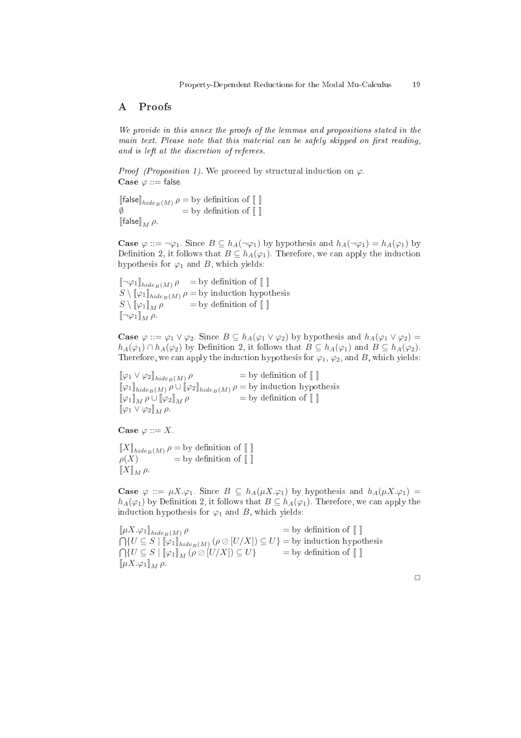## A Proofs

*We provide in this annex the proofs of the lemmas and propositions stated in the main text. Please note that this material can be safely skipped on first reading, and is left at the discretion of referees.*

*Proof (Proposition 1).* We proceed by structural induction on $\varphi$.
**Case** $\varphi ::= \mathsf{false}$.

$$
\begin{aligned}
&[\![\mathsf{false}]\!]_{hide_B(M)}\,\rho = \text{by definition of } [\![\;]\!]\\
&\emptyset \qquad\qquad\qquad\;\; = \text{by definition of } [\![\;]\!]\\
&[\![\mathsf{false}]\!]_M\,\rho.
\end{aligned}
$$

**Case** $\varphi ::= \neg\varphi_1$. Since $B \subseteq h_A(\neg\varphi_1)$ by hypothesis and $h_A(\neg\varphi_1) = h_A(\varphi_1)$ by Definition 2, it follows that $B \subseteq h_A(\varphi_1)$. Therefore, we can apply the induction hypothesis for $\varphi_1$ and $B$, which yields:

$$
\begin{aligned}
&[\![\neg\varphi_1]\!]_{hide_B(M)}\,\rho \quad = \text{by definition of } [\![\;]\!]\\
&S \setminus [\![\varphi_1]\!]_{hide_B(M)}\,\rho = \text{by induction hypothesis}\\
&S \setminus [\![\varphi_1]\!]_M\,\rho \qquad\;\; = \text{by definition of } [\![\;]\!]\\
&[\![\neg\varphi_1]\!]_M\,\rho.
\end{aligned}
$$

**Case** $\varphi ::= \varphi_1 \vee \varphi_2$. Since $B \subseteq h_A(\varphi_1 \vee \varphi_2)$ by hypothesis and $h_A(\varphi_1 \vee \varphi_2) = h_A(\varphi_1) \cap h_A(\varphi_2)$ by Definition 2, it follows that $B \subseteq h_A(\varphi_1)$ and $B \subseteq h_A(\varphi_2)$. Therefore, we can apply the induction hypothesis for $\varphi_1$, $\varphi_2$, and $B$, which yields:

$$
\begin{aligned}
&[\![\varphi_1 \vee \varphi_2]\!]_{hide_B(M)}\,\rho \qquad\qquad\quad\;\; = \text{by definition of } [\![\;]\!]\\
&[\![\varphi_1]\!]_{hide_B(M)}\,\rho \cup [\![\varphi_2]\!]_{hide_B(M)}\,\rho = \text{by induction hypothesis}\\
&[\![\varphi_1]\!]_M\,\rho \cup [\![\varphi_2]\!]_M\,\rho \qquad\qquad\;\; = \text{by definition of } [\![\;]\!]\\
&[\![\varphi_1 \vee \varphi_2]\!]_M\,\rho.
\end{aligned}
$$

**Case** $\varphi ::= X$.

$$
\begin{aligned}
&[\![X]\!]_{hide_B(M)}\,\rho = \text{by definition of } [\![\;]\!]\\
&\rho(X) \qquad\qquad\;\; = \text{by definition of } [\![\;]\!]\\
&[\![X]\!]_M\,\rho.
\end{aligned}
$$

**Case** $\varphi ::= \mu X.\varphi_1$. Since $B \subseteq h_A(\mu X.\varphi_1)$ by hypothesis and $h_A(\mu X.\varphi_1) = h_A(\varphi_1)$ by Definition 2, it follows that $B \subseteq h_A(\varphi_1)$. Therefore, we can apply the induction hypothesis for $\varphi_1$ and $B$, which yields:

$$
\begin{aligned}
&[\![\mu X.\varphi_1]\!]_{hide_B(M)}\,\rho \qquad\qquad\qquad\qquad\quad\;\; = \text{by definition of } [\![\;]\!]\\
&\bigcap\{U \subseteq S \mid [\![\varphi_1]\!]_{hide_B(M)}\,(\rho \oslash [U/X]) \subseteq U\} = \text{by induction hypothesis}\\
&\bigcap\{U \subseteq S \mid [\![\varphi_1]\!]_M\,(\rho \oslash [U/X]) \subseteq U\} \qquad\;\; = \text{by definition of } [\![\;]\!]\\
&[\![\mu X.\varphi_1]\!]_M\,\rho.
\end{aligned}
$$

$\square$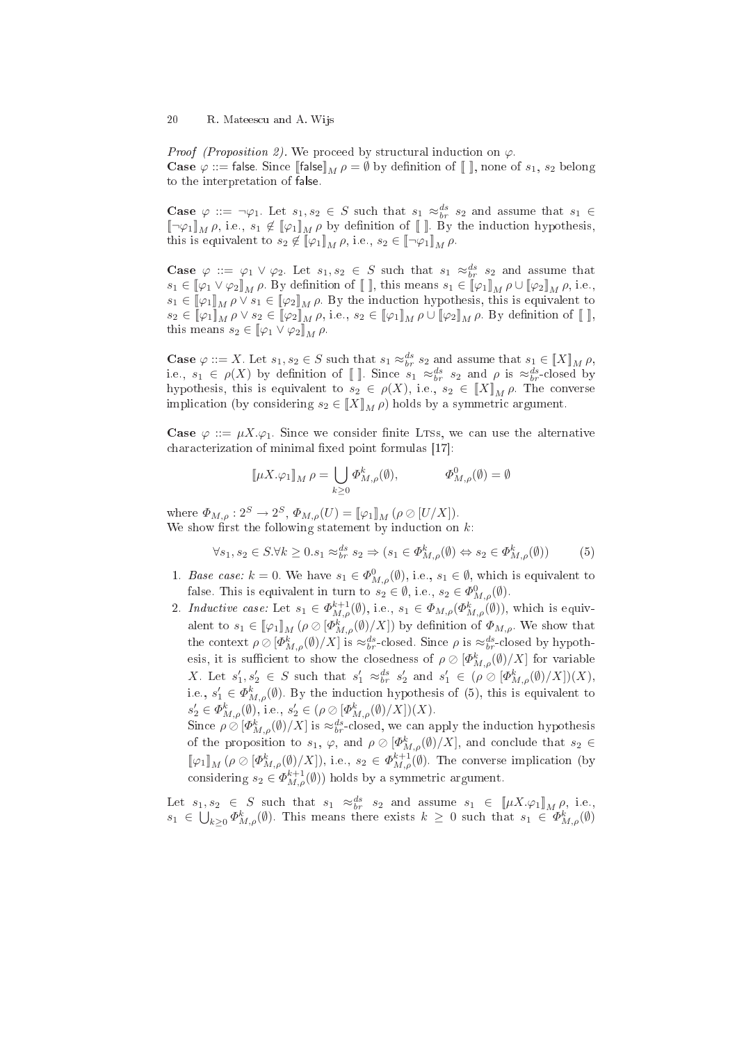*Proof (Proposition 2).* We proceed by structural induction on $\varphi$.
**Case** $\varphi ::= \mathsf{false}$. Since $[\![\mathsf{false}]\!]_M\, \rho = \emptyset$ by definition of $[\![\ ]\!]$, none of $s_1$, $s_2$ belong to the interpretation of $\mathsf{false}$.

**Case** $\varphi ::= \neg\varphi_1$. Let $s_1, s_2 \in S$ such that $s_1 \approx_{br}^{ds} s_2$ and assume that $s_1 \in [\![\neg\varphi_1]\!]_M\, \rho$, i.e., $s_1 \notin [\![\varphi_1]\!]_M\, \rho$ by definition of $[\![\ ]\!]$. By the induction hypothesis, this is equivalent to $s_2 \notin [\![\varphi_1]\!]_M\, \rho$, i.e., $s_2 \in [\![\neg\varphi_1]\!]_M\, \rho$.

**Case** $\varphi ::= \varphi_1 \vee \varphi_2$. Let $s_1, s_2 \in S$ such that $s_1 \approx_{br}^{ds} s_2$ and assume that $s_1 \in [\![\varphi_1 \vee \varphi_2]\!]_M\, \rho$. By definition of $[\![\ ]\!]$, this means $s_1 \in [\![\varphi_1]\!]_M\, \rho \cup [\![\varphi_2]\!]_M\, \rho$, i.e., $s_1 \in [\![\varphi_1]\!]_M\, \rho \vee s_1 \in [\![\varphi_2]\!]_M\, \rho$. By the induction hypothesis, this is equivalent to $s_2 \in [\![\varphi_1]\!]_M\, \rho \vee s_2 \in [\![\varphi_2]\!]_M\, \rho$, i.e., $s_2 \in [\![\varphi_1]\!]_M\, \rho \cup [\![\varphi_2]\!]_M\, \rho$. By definition of $[\![\ ]\!]$, this means $s_2 \in [\![\varphi_1 \vee \varphi_2]\!]_M\, \rho$.

**Case** $\varphi ::= X$. Let $s_1, s_2 \in S$ such that $s_1 \approx_{br}^{ds} s_2$ and assume that $s_1 \in [\![X]\!]_M\, \rho$, i.e., $s_1 \in \rho(X)$ by definition of $[\![\ ]\!]$. Since $s_1 \approx_{br}^{ds} s_2$ and $\rho$ is $\approx_{br}^{ds}$-closed by hypothesis, this is equivalent to $s_2 \in \rho(X)$, i.e., $s_2 \in [\![X]\!]_M\, \rho$. The converse implication (by considering $s_2 \in [\![X]\!]_M\, \rho$) holds by a symmetric argument.

**Case** $\varphi ::= \mu X.\varphi_1$. Since we consider finite LTSs, we can use the alternative characterization of minimal fixed point formulas [17]:

$$[\![\mu X.\varphi_1]\!]_M\, \rho = \bigcup_{k \geq 0} \Phi_{M,\rho}^k(\emptyset), \qquad\qquad \Phi_{M,\rho}^0(\emptyset) = \emptyset$$

where $\Phi_{M,\rho} : 2^S \to 2^S$, $\Phi_{M,\rho}(U) = [\![\varphi_1]\!]_M\, (\rho \oslash [U/X])$.
We show first the following statement by induction on $k$:

$$\forall s_1, s_2 \in S. \forall k \geq 0. s_1 \approx_{br}^{ds} s_2 \Rightarrow (s_1 \in \Phi_{M,\rho}^k(\emptyset) \Leftrightarrow s_2 \in \Phi_{M,\rho}^k(\emptyset)) \tag{5}$$

1. *Base case:* $k = 0$. We have $s_1 \in \Phi_{M,\rho}^0(\emptyset)$, i.e., $s_1 \in \emptyset$, which is equivalent to false. This is equivalent in turn to $s_2 \in \emptyset$, i.e., $s_2 \in \Phi_{M,\rho}^0(\emptyset)$.
2. *Inductive case:* Let $s_1 \in \Phi_{M,\rho}^{k+1}(\emptyset)$, i.e., $s_1 \in \Phi_{M,\rho}(\Phi_{M,\rho}^k(\emptyset))$, which is equivalent to $s_1 \in [\![\varphi_1]\!]_M\, (\rho \oslash [\Phi_{M,\rho}^k(\emptyset)/X])$ by definition of $\Phi_{M,\rho}$. We show that the context $\rho \oslash [\Phi_{M,\rho}^k(\emptyset)/X]$ is $\approx_{br}^{ds}$-closed. Since $\rho$ is $\approx_{br}^{ds}$-closed by hypothesis, it is sufficient to show the closedness of $\rho \oslash [\Phi_{M,\rho}^k(\emptyset)/X]$ for variable $X$. Let $s_1', s_2' \in S$ such that $s_1' \approx_{br}^{ds} s_2'$ and $s_1' \in (\rho \oslash [\Phi_{M,\rho}^k(\emptyset)/X])(X)$, i.e., $s_1' \in \Phi_{M,\rho}^k(\emptyset)$. By the induction hypothesis of (5), this is equivalent to $s_2' \in \Phi_{M,\rho}^k(\emptyset)$, i.e., $s_2' \in (\rho \oslash [\Phi_{M,\rho}^k(\emptyset)/X])(X)$.
   Since $\rho \oslash [\Phi_{M,\rho}^k(\emptyset)/X]$ is $\approx_{br}^{ds}$-closed, we can apply the induction hypothesis of the proposition to $s_1$, $\varphi$, and $\rho \oslash [\Phi_{M,\rho}^k(\emptyset)/X]$, and conclude that $s_2 \in [\![\varphi_1]\!]_M\, (\rho \oslash [\Phi_{M,\rho}^k(\emptyset)/X])$, i.e., $s_2 \in \Phi_{M,\rho}^{k+1}(\emptyset)$. The converse implication (by considering $s_2 \in \Phi_{M,\rho}^{k+1}(\emptyset)$) holds by a symmetric argument.

Let $s_1, s_2 \in S$ such that $s_1 \approx_{br}^{ds} s_2$ and assume $s_1 \in [\![\mu X.\varphi_1]\!]_M\, \rho$, i.e., $s_1 \in \bigcup_{k \geq 0} \Phi_{M,\rho}^k(\emptyset)$. This means there exists $k \geq 0$ such that $s_1 \in \Phi_{M,\rho}^k(\emptyset)$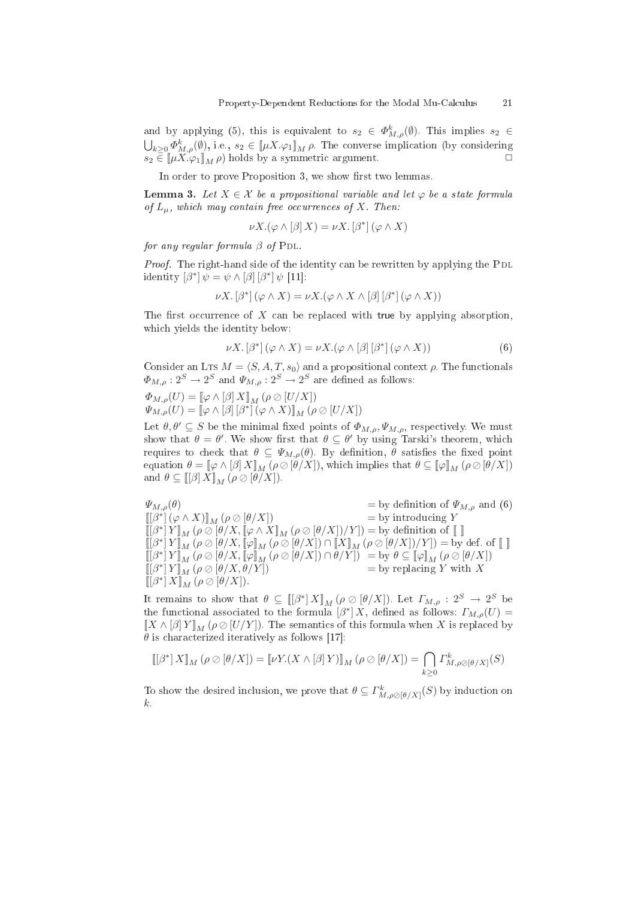and by applying (5), this is equivalent to $s_2 \in \Phi^k_{M,\rho}(\emptyset)$. This implies $s_2 \in \bigcup_{k \geq 0} \Phi^k_{M,\rho}(\emptyset)$, i.e., $s_2 \in [\![\mu X.\varphi_1]\!]_M\, \rho$. The converse implication (by considering $s_2 \in [\![\mu X.\varphi_1]\!]_M\, \rho$) holds by a symmetric argument. □

In order to prove Proposition 3, we show first two lemmas.

**Lemma 3.** *Let $X \in \mathcal{X}$ be a propositional variable and let $\varphi$ be a state formula of $L_\mu$, which may contain free occurrences of $X$. Then:*

$$\nu X.(\varphi \wedge [\beta]\, X) = \nu X.\, [\beta^*]\, (\varphi \wedge X)$$

*for any regular formula $\beta$ of* PDL.

*Proof.* The right-hand side of the identity can be rewritten by applying the PDL identity $[\beta^*]\, \psi = \psi \wedge [\beta]\, [\beta^*]\, \psi$ [11]:

$$\nu X.\, [\beta^*]\, (\varphi \wedge X) = \nu X.(\varphi \wedge X \wedge [\beta]\, [\beta^*]\, (\varphi \wedge X))$$

The first occurrence of $X$ can be replaced with true by applying absorption, which yields the identity below:

$$\nu X.\, [\beta^*]\, (\varphi \wedge X) = \nu X.(\varphi \wedge [\beta]\, [\beta^*]\, (\varphi \wedge X)) \quad (6)$$

Consider an LTS $M = \langle S, A, T, s_0 \rangle$ and a propositional context $\rho$. The functionals $\Phi_{M,\rho} : 2^S \to 2^S$ and $\Psi_{M,\rho} : 2^S \to 2^S$ are defined as follows:

$\Phi_{M,\rho}(U) = [\![\varphi \wedge [\beta]\, X]\!]_M\, (\rho \oslash [U/X])$
$\Psi_{M,\rho}(U) = [\![\varphi \wedge [\beta]\, [\beta^*]\, (\varphi \wedge X)]\!]_M\, (\rho \oslash [U/X])$

Let $\theta, \theta' \subseteq S$ be the minimal fixed points of $\Phi_{M,\rho}, \Psi_{M,\rho}$, respectively. We must show that $\theta = \theta'$. We show first that $\theta \subseteq \theta'$ by using Tarski's theorem, which requires to check that $\theta \subseteq \Psi_{M,\rho}(\theta)$. By definition, $\theta$ satisfies the fixed point equation $\theta = [\![\varphi \wedge [\beta]\, X]\!]_M\, (\rho \oslash [\theta/X])$, which implies that $\theta \subseteq [\![\varphi]\!]_M\, (\rho \oslash [\theta/X])$ and $\theta \subseteq [\![[\beta]\, X]\!]_M\, (\rho \oslash [\theta/X])$.

$$
\begin{array}{ll}
\Psi_{M,\rho}(\theta) & = \text{by definition of } \Psi_{M,\rho} \text{ and (6)} \\
[\![[\beta^*]\, (\varphi \wedge X)]\!]_M\, (\rho \oslash [\theta/X]) & = \text{by introducing } Y \\
[\![[\beta^*]\, Y]\!]_M\, (\rho \oslash [\theta/X, [\![\varphi \wedge X]\!]_M\, (\rho \oslash [\theta/X])/Y]) & = \text{by definition of } [\![\ ]\!] \\
[\![[\beta^*]\, Y]\!]_M\, (\rho \oslash [\theta/X, [\![\varphi]\!]_M\, (\rho \oslash [\theta/X]) \cap [\![X]\!]_M\, (\rho \oslash [\theta/X])/Y]) & = \text{by def. of } [\![\ ]\!] \\
[\![[\beta^*]\, Y]\!]_M\, (\rho \oslash [\theta/X, [\![\varphi]\!]_M\, (\rho \oslash [\theta/X]) \cap \theta/Y]) & = \text{by } \theta \subseteq [\![\varphi]\!]_M\, (\rho \oslash [\theta/X]) \\
[\![[\beta^*]\, Y]\!]_M\, (\rho \oslash [\theta/X, \theta/Y]) & = \text{by replacing } Y \text{ with } X \\
[\![[\beta^*]\, X]\!]_M\, (\rho \oslash [\theta/X]). &
\end{array}
$$

It remains to show that $\theta \subseteq [\![[\beta^*]\, X]\!]_M\, (\rho \oslash [\theta/X])$. Let $\Gamma_{M,\rho} : 2^S \to 2^S$ be the functional associated to the formula $[\beta^*]\, X$, defined as follows: $\Gamma_{M,\rho}(U) = [\![X \wedge [\beta]\, Y]\!]_M\, (\rho \oslash [U/Y])$. The semantics of this formula when $X$ is replaced by $\theta$ is characterized iteratively as follows [17]:

$$[\![[\beta^*]\, X]\!]_M\, (\rho \oslash [\theta/X]) = [\![\nu Y.(X \wedge [\beta]\, Y)]\!]_M\, (\rho \oslash [\theta/X]) = \bigcap_{k \geq 0} \Gamma^k_{M,\rho \oslash [\theta/X]}(S)$$

To show the desired inclusion, we prove that $\theta \subseteq \Gamma^k_{M,\rho \oslash [\theta/X]}(S)$ by induction on $k$.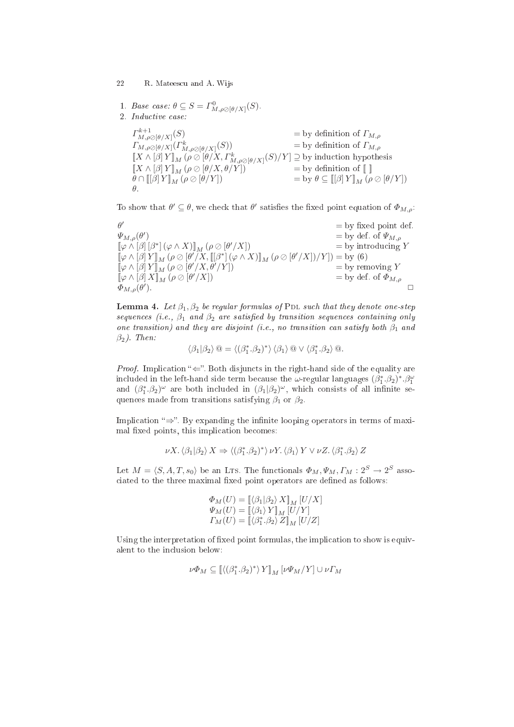1. *Base case:* $\theta \subseteq S = \Gamma^0_{M,\rho\oslash[\theta/X]}(S)$.
2. *Inductive case:*

$$
\begin{array}{ll}
\Gamma^{k+1}_{M,\rho\oslash[\theta/X]}(S) & = \text{by definition of } \Gamma_{M,\rho} \\
\Gamma_{M,\rho\oslash[\theta/X]}(\Gamma^{k}_{M,\rho\oslash[\theta/X]}(S)) & = \text{by definition of } \Gamma_{M,\rho} \\
[\![X \wedge [\beta]\, Y]\!]_M\, (\rho \oslash [\theta/X, \Gamma^{k}_{M,\rho\oslash[\theta/X]}(S)/Y] & \supseteq \text{by induction hypothesis} \\
[\![X \wedge [\beta]\, Y]\!]_M\, (\rho \oslash [\theta/X, \theta/Y]) & = \text{by definition of } [\![\ ]\!] \\
\theta \cap [\![[\beta]\, Y]\!]_M\, (\rho \oslash [\theta/Y]) & = \text{by } \theta \subseteq [\![[\beta]\, Y]\!]_M\, (\rho \oslash [\theta/Y]) \\
\theta. &
\end{array}
$$

To show that $\theta' \subseteq \theta$, we check that $\theta'$ satisfies the fixed point equation of $\Phi_{M,\rho}$:

$$
\begin{array}{ll}
\theta' & = \text{by fixed point def.} \\
\Psi_{M,\rho}(\theta') & = \text{by def. of } \Psi_{M,\rho} \\
[\![\varphi \wedge [\beta]\, [\beta^*]\, (\varphi \wedge X)]\!]_M\, (\rho \oslash [\theta'/X]) & = \text{by introducing } Y \\
[\![\varphi \wedge [\beta]\, Y]\!]_M\, (\rho \oslash [\theta'/X, [\![[\beta^*]\, (\varphi \wedge X)]\!]_M\, (\rho \oslash [\theta'/X])/Y]) & = \text{by (6)} \\
[\![\varphi \wedge [\beta]\, Y]\!]_M\, (\rho \oslash [\theta'/X, \theta'/Y]) & = \text{by removing } Y \\
[\![\varphi \wedge [\beta]\, X]\!]_M\, (\rho \oslash [\theta'/X]) & = \text{by def. of } \Phi_{M,\rho} \\
\Phi_{M,\rho}(\theta'). & \square
\end{array}
$$

**Lemma 4.** *Let $\beta_1, \beta_2$ be regular formulas of* PDL *such that they denote one-step sequences (i.e., $\beta_1$ and $\beta_2$ are satisfied by transition sequences containing only one transition) and they are disjoint (i.e., no transition can satisfy both $\beta_1$ and $\beta_2$). Then:*

$$\langle \beta_1 | \beta_2 \rangle\, @ = \langle (\beta_1^*.\beta_2)^* \rangle\, \langle \beta_1 \rangle\, @ \vee \langle \beta_1^*.\beta_2 \rangle\, @.$$

*Proof.* Implication "$\Leftarrow$". Both disjuncts in the right-hand side of the equality are included in the left-hand side term because the $\omega$-regular languages $(\beta_1^*.\beta_2)^*.\beta_1^\omega$ and $(\beta_1^*.\beta_2)^\omega$ are both included in $(\beta_1|\beta_2)^\omega$, which consists of all infinite sequences made from transitions satisfying $\beta_1$ or $\beta_2$.

Implication "$\Rightarrow$". By expanding the infinite looping operators in terms of maximal fixed points, this implication becomes:

$$\nu X. \langle \beta_1 | \beta_2 \rangle\, X \Rightarrow \langle (\beta_1^*.\beta_2)^* \rangle\, \nu Y. \langle \beta_1 \rangle\, Y \vee \nu Z. \langle \beta_1^*.\beta_2 \rangle\, Z$$

Let $M = \langle S, A, T, s_0 \rangle$ be an LTS. The functionals $\Phi_M, \Psi_M, \Gamma_M : 2^S \to 2^S$ associated to the three maximal fixed point operators are defined as follows:

$$
\begin{array}{l}
\Phi_M(U) = [\![\langle \beta_1 | \beta_2 \rangle\, X]\!]_M\, [U/X] \\
\Psi_M(U) = [\![\langle \beta_1 \rangle\, Y]\!]_M\, [U/Y] \\
\Gamma_M(U) = [\![\langle \beta_1^*.\beta_2 \rangle\, Z]\!]_M\, [U/Z]
\end{array}
$$

Using the interpretation of fixed point formulas, the implication to show is equivalent to the inclusion below:

$$\nu\Phi_M \subseteq [\![\langle (\beta_1^*.\beta_2)^* \rangle\, Y]\!]_M\, [\nu\Psi_M/Y] \cup \nu\Gamma_M$$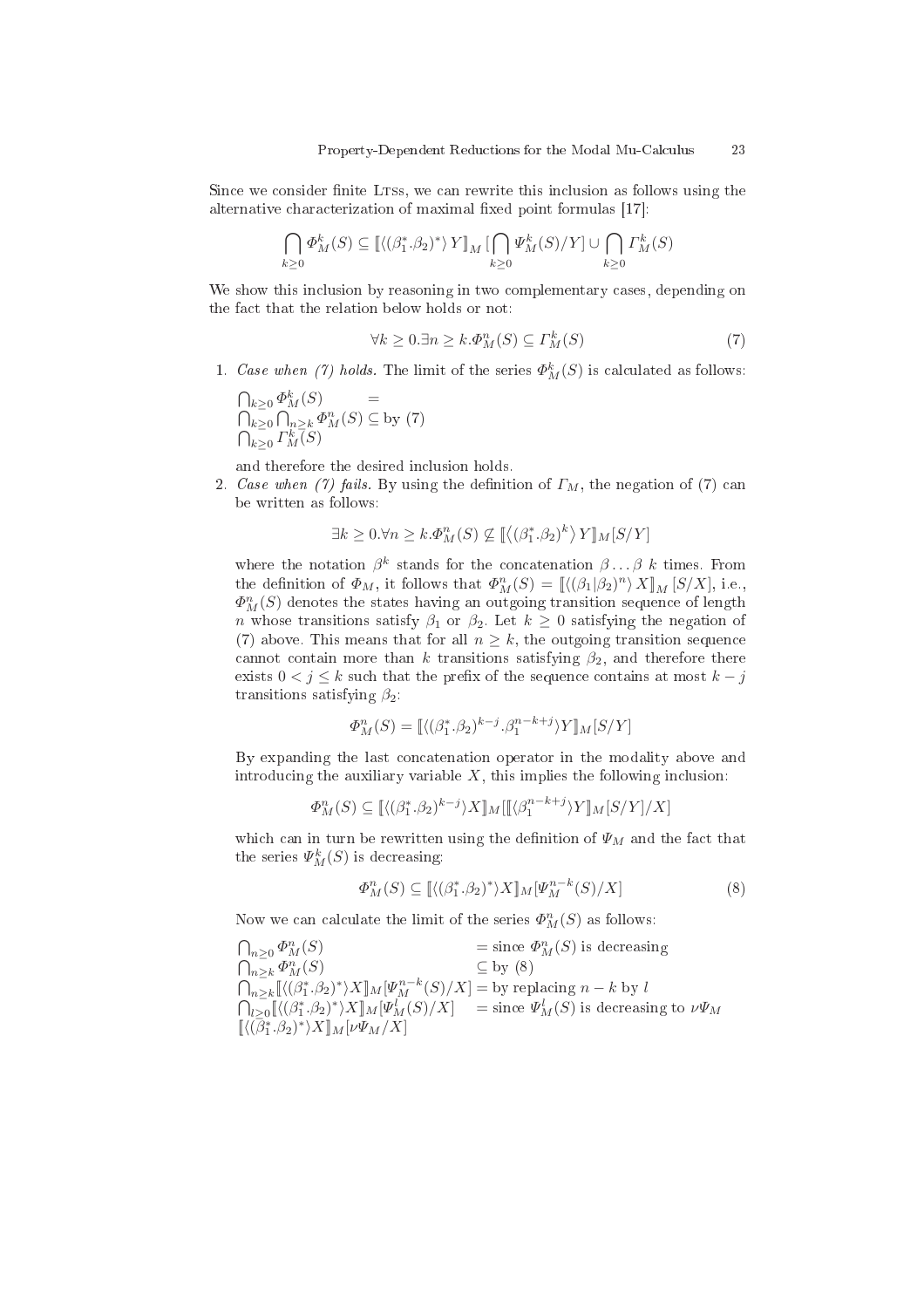Since we consider finite LTSs, we can rewrite this inclusion as follows using the alternative characterization of maximal fixed point formulas [17]:

$$\bigcap_{k\geq 0} \Phi_M^k(S) \subseteq [\![\langle(\beta_1^*.\beta_2)^*\rangle\, Y]\!]_M\,[\bigcap_{k\geq 0} \Psi_M^k(S)/Y] \cup \bigcap_{k\geq 0} \Gamma_M^k(S)$$

We show this inclusion by reasoning in two complementary cases, depending on the fact that the relation below holds or not:

$$\forall k \geq 0. \exists n \geq k. \Phi_M^n(S) \subseteq \Gamma_M^k(S) \tag{7}$$

1. *Case when (7) holds.* The limit of the series $\Phi_M^k(S)$ is calculated as follows:

   $\bigcap_{k\geq 0} \Phi_M^k(S)$ $=$
   $\bigcap_{k\geq 0} \bigcap_{n\geq k} \Phi_M^n(S) \subseteq$ by (7)
   $\bigcap_{k\geq 0} \Gamma_M^k(S)$

   and therefore the desired inclusion holds.

2. *Case when (7) fails.* By using the definition of $\Gamma_M$, the negation of (7) can be written as follows:

   $$\exists k \geq 0. \forall n \geq k. \Phi_M^n(S) \not\subseteq [\![\langle(\beta_1^*.\beta_2)^k\rangle\, Y]\!]_M[S/Y]$$

   where the notation $\beta^k$ stands for the concatenation $\beta \ldots \beta$ $k$ times. From the definition of $\Phi_M$, it follows that $\Phi_M^n(S) = [\![\langle(\beta_1|\beta_2)^n\rangle\, X]\!]_M\,[S/X]$, i.e., $\Phi_M^n(S)$ denotes the states having an outgoing transition sequence of length $n$ whose transitions satisfy $\beta_1$ or $\beta_2$. Let $k \geq 0$ satisfying the negation of (7) above. This means that for all $n \geq k$, the outgoing transition sequence cannot contain more than $k$ transitions satisfying $\beta_2$, and therefore there exists $0 < j \leq k$ such that the prefix of the sequence contains at most $k - j$ transitions satisfying $\beta_2$:

   $$\Phi_M^n(S) = [\![\langle(\beta_1^*.\beta_2)^{k-j}.\beta_1^{n-k+j}\rangle Y]\!]_M[S/Y]$$

   By expanding the last concatenation operator in the modality above and introducing the auxiliary variable $X$, this implies the following inclusion:

   $$\Phi_M^n(S) \subseteq [\![\langle(\beta_1^*.\beta_2)^{k-j}\rangle X]\!]_M[[\![\langle\beta_1^{n-k+j}\rangle Y]\!]_M[S/Y]/X]$$

   which can in turn be rewritten using the definition of $\Psi_M$ and the fact that the series $\Psi_M^k(S)$ is decreasing:

   $$\Phi_M^n(S) \subseteq [\![\langle(\beta_1^*.\beta_2)^*\rangle X]\!]_M[\Psi_M^{n-k}(S)/X] \tag{8}$$

   Now we can calculate the limit of the series $\Phi_M^n(S)$ as follows:

   $\bigcap_{n\geq 0} \Phi_M^n(S)$ $=$ since $\Phi_M^n(S)$ is decreasing
   $\bigcap_{n\geq k} \Phi_M^n(S)$ $\subseteq$ by (8)
   $\bigcap_{n\geq k} [\![\langle(\beta_1^*.\beta_2)^*\rangle X]\!]_M[\Psi_M^{n-k}(S)/X]$ $=$ by replacing $n-k$ by $l$
   $\bigcap_{l\geq 0} [\![\langle(\beta_1^*.\beta_2)^*\rangle X]\!]_M[\Psi_M^{l}(S)/X]$ $=$ since $\Psi_M^l(S)$ is decreasing to $\nu\Psi_M$
   $[\![\langle(\beta_1^*.\beta_2)^*\rangle X]\!]_M[\nu\Psi_M/X]$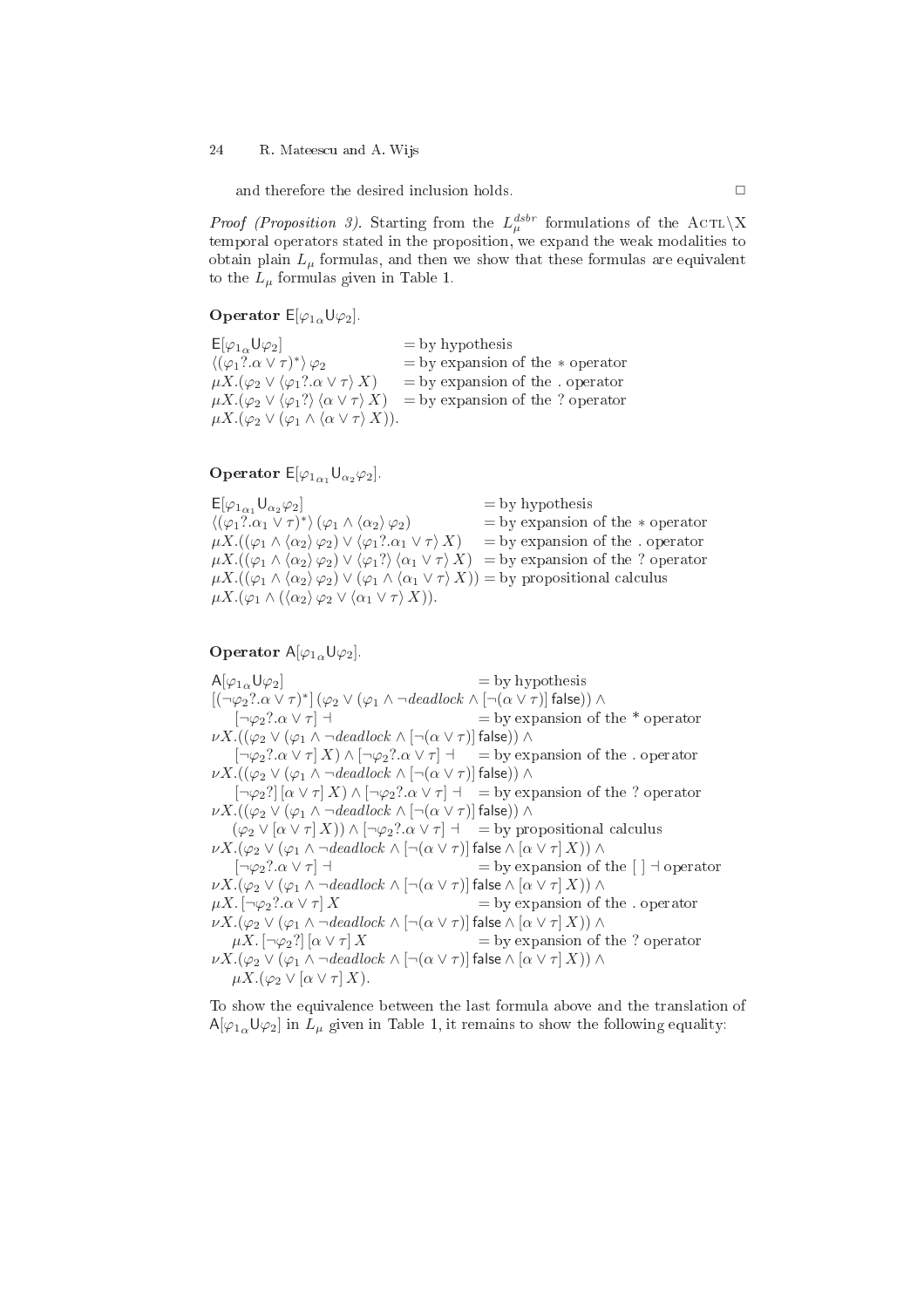and therefore the desired inclusion holds. □

*Proof (Proposition 3).* Starting from the $L_\mu^{dsbr}$ formulations of the ACTL\X temporal operators stated in the proposition, we expand the weak modalities to obtain plain $L_\mu$ formulas, and then we show that these formulas are equivalent to the $L_\mu$ formulas given in Table 1.

**Operator** $\mathsf{E}[\varphi_{1\alpha}\mathsf{U}\varphi_2]$.

$$
\begin{array}{ll}
\mathsf{E}[\varphi_{1\alpha}\mathsf{U}\varphi_2] & = \text{by hypothesis} \\
\langle(\varphi_1?.\alpha \vee \tau)^*\rangle\, \varphi_2 & = \text{by expansion of the } * \text{ operator} \\
\mu X.(\varphi_2 \vee \langle\varphi_1?.\alpha \vee \tau\rangle\, X) & = \text{by expansion of the . operator} \\
\mu X.(\varphi_2 \vee \langle\varphi_1?\rangle\, \langle\alpha \vee \tau\rangle\, X) & = \text{by expansion of the ? operator} \\
\mu X.(\varphi_2 \vee (\varphi_1 \wedge \langle\alpha \vee \tau\rangle\, X)). &
\end{array}
$$

**Operator** $\mathsf{E}[\varphi_{1\alpha_1}\mathsf{U}_{\alpha_2}\varphi_2]$.

$$
\begin{array}{ll}
\mathsf{E}[\varphi_{1\alpha_1}\mathsf{U}_{\alpha_2}\varphi_2] & = \text{by hypothesis} \\
\langle(\varphi_1?.\alpha_1 \vee \tau)^*\rangle\, (\varphi_1 \wedge \langle\alpha_2\rangle\, \varphi_2) & = \text{by expansion of the } * \text{ operator} \\
\mu X.((\varphi_1 \wedge \langle\alpha_2\rangle\, \varphi_2) \vee \langle\varphi_1?.\alpha_1 \vee \tau\rangle\, X) & = \text{by expansion of the . operator} \\
\mu X.((\varphi_1 \wedge \langle\alpha_2\rangle\, \varphi_2) \vee \langle\varphi_1?\rangle\, \langle\alpha_1 \vee \tau\rangle\, X) & = \text{by expansion of the ? operator} \\
\mu X.((\varphi_1 \wedge \langle\alpha_2\rangle\, \varphi_2) \vee (\varphi_1 \wedge \langle\alpha_1 \vee \tau\rangle\, X)) & = \text{by propositional calculus} \\
\mu X.(\varphi_1 \wedge (\langle\alpha_2\rangle\, \varphi_2 \vee \langle\alpha_1 \vee \tau\rangle\, X)). &
\end{array}
$$

**Operator** $\mathsf{A}[\varphi_{1\alpha}\mathsf{U}\varphi_2]$.

$$
\begin{array}{ll}
\mathsf{A}[\varphi_{1\alpha}\mathsf{U}\varphi_2] & = \text{by hypothesis} \\
[(\neg\varphi_2?.\alpha \vee \tau)^*]\, (\varphi_2 \vee (\varphi_1 \wedge \neg deadlock \wedge [\neg(\alpha \vee \tau)]\, \mathsf{false})) \wedge & \\
\quad [\neg\varphi_2?.\alpha \vee \tau] \dashv & = \text{by expansion of the * operator} \\
\nu X.((\varphi_2 \vee (\varphi_1 \wedge \neg deadlock \wedge [\neg(\alpha \vee \tau)]\, \mathsf{false})) \wedge & \\
\quad [\neg\varphi_2?.\alpha \vee \tau]\, X) \wedge [\neg\varphi_2?.\alpha \vee \tau] \dashv & = \text{by expansion of the . operator} \\
\nu X.((\varphi_2 \vee (\varphi_1 \wedge \neg deadlock \wedge [\neg(\alpha \vee \tau)]\, \mathsf{false})) \wedge & \\
\quad [\neg\varphi_2?]\, [\alpha \vee \tau]\, X) \wedge [\neg\varphi_2?.\alpha \vee \tau] \dashv & = \text{by expansion of the ? operator} \\
\nu X.((\varphi_2 \vee (\varphi_1 \wedge \neg deadlock \wedge [\neg(\alpha \vee \tau)]\, \mathsf{false})) \wedge & \\
\quad (\varphi_2 \vee [\alpha \vee \tau]\, X)) \wedge [\neg\varphi_2?.\alpha \vee \tau] \dashv & = \text{by propositional calculus} \\
\nu X.(\varphi_2 \vee (\varphi_1 \wedge \neg deadlock \wedge [\neg(\alpha \vee \tau)]\, \mathsf{false} \wedge [\alpha \vee \tau]\, X)) \wedge & \\
\quad [\neg\varphi_2?.\alpha \vee \tau] \dashv & = \text{by expansion of the } [\ ] \dashv \text{ operator} \\
\nu X.(\varphi_2 \vee (\varphi_1 \wedge \neg deadlock \wedge [\neg(\alpha \vee \tau)]\, \mathsf{false} \wedge [\alpha \vee \tau]\, X)) \wedge & \\
\mu X.\, [\neg\varphi_2?.\alpha \vee \tau]\, X & = \text{by expansion of the . operator} \\
\nu X.(\varphi_2 \vee (\varphi_1 \wedge \neg deadlock \wedge [\neg(\alpha \vee \tau)]\, \mathsf{false} \wedge [\alpha \vee \tau]\, X)) \wedge & \\
\quad \mu X.\, [\neg\varphi_2?]\, [\alpha \vee \tau]\, X & = \text{by expansion of the ? operator} \\
\nu X.(\varphi_2 \vee (\varphi_1 \wedge \neg deadlock \wedge [\neg(\alpha \vee \tau)]\, \mathsf{false} \wedge [\alpha \vee \tau]\, X)) \wedge & \\
\quad \mu X.(\varphi_2 \vee [\alpha \vee \tau]\, X). &
\end{array}
$$

To show the equivalence between the last formula above and the translation of $\mathsf{A}[\varphi_{1\alpha}\mathsf{U}\varphi_2]$ in $L_\mu$ given in Table 1, it remains to show the following equality: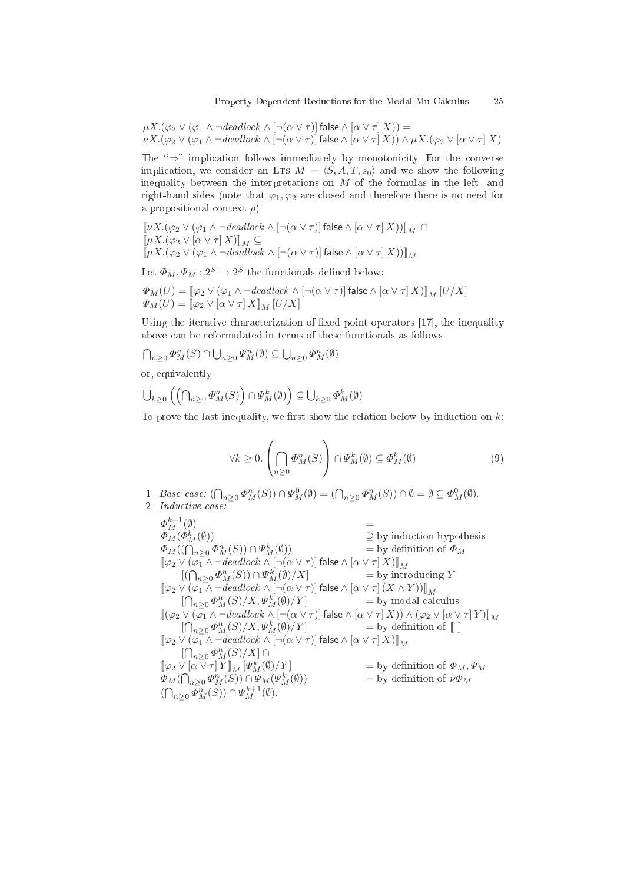$\mu X.(\varphi_2 \vee (\varphi_1 \wedge \neg deadlock \wedge [\neg(\alpha \vee \tau)]\, \mathsf{false} \wedge [\alpha \vee \tau]\, X)) =$
$\nu X.(\varphi_2 \vee (\varphi_1 \wedge \neg deadlock \wedge [\neg(\alpha \vee \tau)]\, \mathsf{false} \wedge [\alpha \vee \tau]\, X)) \wedge \mu X.(\varphi_2 \vee [\alpha \vee \tau]\, X)$

The "⇒" implication follows immediately by monotonicity. For the converse implication, we consider an LTS $M = \langle S, A, T, s_0 \rangle$ and we show the following inequality between the interpretations on $M$ of the formulas in the left- and right-hand sides (note that $\varphi_1, \varphi_2$ are closed and therefore there is no need for a propositional context $\rho$):

$\llbracket \nu X.(\varphi_2 \vee (\varphi_1 \wedge \neg deadlock \wedge [\neg(\alpha \vee \tau)]\, \mathsf{false} \wedge [\alpha \vee \tau]\, X)) \rrbracket_M \cap$
$\llbracket \mu X.(\varphi_2 \vee [\alpha \vee \tau]\, X) \rrbracket_M \subseteq$
$\llbracket \mu X.(\varphi_2 \vee (\varphi_1 \wedge \neg deadlock \wedge [\neg(\alpha \vee \tau)]\, \mathsf{false} \wedge [\alpha \vee \tau]\, X)) \rrbracket_M$

Let $\Phi_M, \Psi_M : 2^S \to 2^S$ the functionals defined below:

$\Phi_M(U) = \llbracket \varphi_2 \vee (\varphi_1 \wedge \neg deadlock \wedge [\neg(\alpha \vee \tau)]\, \mathsf{false} \wedge [\alpha \vee \tau]\, X) \rrbracket_M [U/X]$
$\Psi_M(U) = \llbracket \varphi_2 \vee [\alpha \vee \tau]\, X \rrbracket_M [U/X]$

Using the iterative characterization of fixed point operators [17], the inequality above can be reformulated in terms of these functionals as follows:

$\bigcap_{n \geq 0} \Phi_M^n(S) \cap \bigcup_{n \geq 0} \Psi_M^n(\emptyset) \subseteq \bigcup_{n \geq 0} \Phi_M^n(\emptyset)$

or, equivalently:

$\bigcup_{k \geq 0} \left( \left( \bigcap_{n \geq 0} \Phi_M^n(S) \right) \cap \Psi_M^k(\emptyset) \right) \subseteq \bigcup_{k \geq 0} \Phi_M^k(\emptyset)$

To prove the last inequality, we first show the relation below by induction on $k$:

$$\forall k \geq 0. \left( \bigcap_{n \geq 0} \Phi_M^n(S) \right) \cap \Psi_M^k(\emptyset) \subseteq \Phi_M^k(\emptyset) \tag{9}$$

1. *Base case:* $(\bigcap_{n \geq 0} \Phi_M^n(S)) \cap \Psi_M^0(\emptyset) = (\bigcap_{n \geq 0} \Phi_M^n(S)) \cap \emptyset = \emptyset \subseteq \Phi_M^0(\emptyset)$.
2. *Inductive case:*

$\Phi_M^{k+1}(\emptyset)$ $=$
$\Phi_M(\Phi_M^k(\emptyset))$ $\supseteq$ by induction hypothesis
$\Phi_M((\bigcap_{n \geq 0} \Phi_M^n(S)) \cap \Psi_M^k(\emptyset))$ $=$ by definition of $\Phi_M$
$\llbracket \varphi_2 \vee (\varphi_1 \wedge \neg deadlock \wedge [\neg(\alpha \vee \tau)]\, \mathsf{false} \wedge [\alpha \vee \tau]\, X) \rrbracket_M$
$\quad [(\bigcap_{n \geq 0} \Phi_M^n(S)) \cap \Psi_M^k(\emptyset)/X]$ $=$ by introducing $Y$
$\llbracket \varphi_2 \vee (\varphi_1 \wedge \neg deadlock \wedge [\neg(\alpha \vee \tau)]\, \mathsf{false} \wedge [\alpha \vee \tau]\, (X \wedge Y)) \rrbracket_M$
$\quad [\bigcap_{n \geq 0} \Phi_M^n(S)/X, \Psi_M^k(\emptyset)/Y]$ $=$ by modal calculus
$\llbracket (\varphi_2 \vee (\varphi_1 \wedge \neg deadlock \wedge [\neg(\alpha \vee \tau)]\, \mathsf{false} \wedge [\alpha \vee \tau]\, X)) \wedge (\varphi_2 \vee [\alpha \vee \tau]\, Y) \rrbracket_M$
$\quad [\bigcap_{n \geq 0} \Phi_M^n(S)/X, \Psi_M^k(\emptyset)/Y]$ $=$ by definition of $\llbracket\ \rrbracket$
$\llbracket \varphi_2 \vee (\varphi_1 \wedge \neg deadlock \wedge [\neg(\alpha \vee \tau)]\, \mathsf{false} \wedge [\alpha \vee \tau]\, X) \rrbracket_M$
$\quad [\bigcap_{n \geq 0} \Phi_M^n(S)/X] \cap$
$\llbracket \varphi_2 \vee [\alpha \vee \tau]\, Y \rrbracket_M [\Psi_M^k(\emptyset)/Y]$ $=$ by definition of $\Phi_M, \Psi_M$
$\Phi_M(\bigcap_{n \geq 0} \Phi_M^n(S)) \cap \Psi_M(\Psi_M^k(\emptyset))$ $=$ by definition of $\nu\Phi_M$
$(\bigcap_{n \geq 0} \Phi_M^n(S)) \cap \Psi_M^{k+1}(\emptyset)$.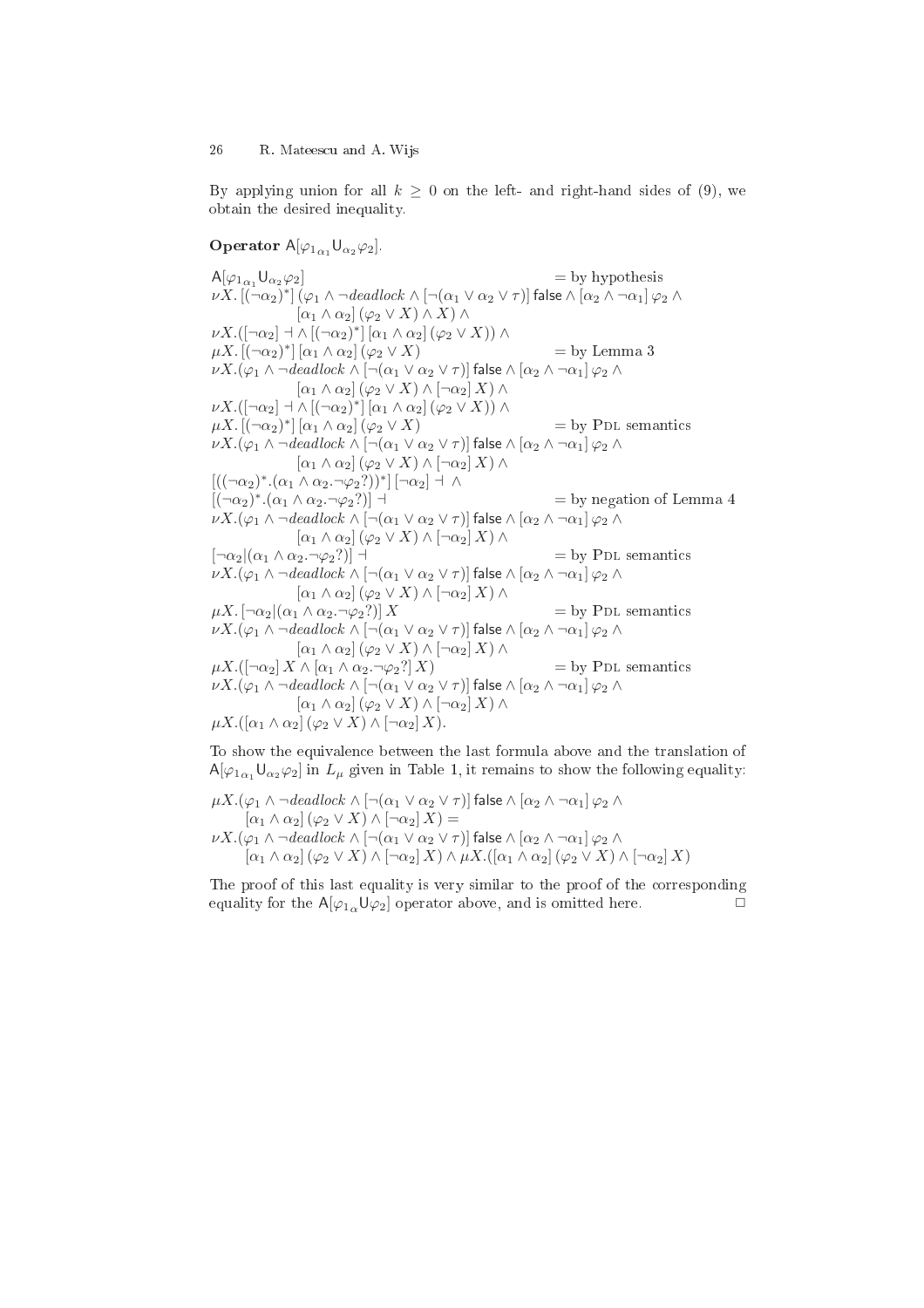By applying union for all $k \geq 0$ on the left- and right-hand sides of (9), we obtain the desired inequality.

**Operator** $\mathsf{A}[\varphi_{1\,\alpha_1}\mathsf{U}_{\alpha_2}\varphi_2]$.

$$
\begin{array}{ll}
\mathsf{A}[\varphi_{1\,\alpha_1}\mathsf{U}_{\alpha_2}\varphi_2] & = \text{by hypothesis} \\
\nu X.\,[(\neg\alpha_2)^*]\,(\varphi_1 \wedge \neg \mathit{deadlock} \wedge [\neg(\alpha_1 \vee \alpha_2 \vee \tau)]\,\mathsf{false} \wedge [\alpha_2 \wedge \neg\alpha_1]\,\varphi_2 \wedge & \\
\qquad [\alpha_1 \wedge \alpha_2]\,(\varphi_2 \vee X) \wedge X) \wedge & \\
\nu X.([\neg\alpha_2] \dashv \wedge [(\neg\alpha_2)^*]\,[\alpha_1 \wedge \alpha_2]\,(\varphi_2 \vee X)) \wedge & \\
\mu X.\,[(\neg\alpha_2)^*]\,[\alpha_1 \wedge \alpha_2]\,(\varphi_2 \vee X) & = \text{by Lemma 3} \\
\nu X.(\varphi_1 \wedge \neg \mathit{deadlock} \wedge [\neg(\alpha_1 \vee \alpha_2 \vee \tau)]\,\mathsf{false} \wedge [\alpha_2 \wedge \neg\alpha_1]\,\varphi_2 \wedge & \\
\qquad [\alpha_1 \wedge \alpha_2]\,(\varphi_2 \vee X) \wedge [\neg\alpha_2]\,X) \wedge & \\
\nu X.([\neg\alpha_2] \dashv \wedge [(\neg\alpha_2)^*]\,[\alpha_1 \wedge \alpha_2]\,(\varphi_2 \vee X)) \wedge & \\
\mu X.\,[(\neg\alpha_2)^*]\,[\alpha_1 \wedge \alpha_2]\,(\varphi_2 \vee X) & = \text{by PDL semantics} \\
\nu X.(\varphi_1 \wedge \neg \mathit{deadlock} \wedge [\neg(\alpha_1 \vee \alpha_2 \vee \tau)]\,\mathsf{false} \wedge [\alpha_2 \wedge \neg\alpha_1]\,\varphi_2 \wedge & \\
\qquad [\alpha_1 \wedge \alpha_2]\,(\varphi_2 \vee X) \wedge [\neg\alpha_2]\,X) \wedge & \\
[((\neg\alpha_2)^*.(\alpha_1 \wedge \alpha_2.\neg\varphi_2?))^*]\,[\neg\alpha_2] \dashv \wedge & \\
[(\neg\alpha_2)^*.(\alpha_1 \wedge \alpha_2.\neg\varphi_2?)] \dashv & = \text{by negation of Lemma 4} \\
\nu X.(\varphi_1 \wedge \neg \mathit{deadlock} \wedge [\neg(\alpha_1 \vee \alpha_2 \vee \tau)]\,\mathsf{false} \wedge [\alpha_2 \wedge \neg\alpha_1]\,\varphi_2 \wedge & \\
\qquad [\alpha_1 \wedge \alpha_2]\,(\varphi_2 \vee X) \wedge [\neg\alpha_2]\,X) \wedge & \\
[\neg\alpha_2 | (\alpha_1 \wedge \alpha_2.\neg\varphi_2?)] \dashv & = \text{by PDL semantics} \\
\nu X.(\varphi_1 \wedge \neg \mathit{deadlock} \wedge [\neg(\alpha_1 \vee \alpha_2 \vee \tau)]\,\mathsf{false} \wedge [\alpha_2 \wedge \neg\alpha_1]\,\varphi_2 \wedge & \\
\qquad [\alpha_1 \wedge \alpha_2]\,(\varphi_2 \vee X) \wedge [\neg\alpha_2]\,X) \wedge & \\
\mu X.\,[\neg\alpha_2 | (\alpha_1 \wedge \alpha_2.\neg\varphi_2?)]\,X & = \text{by PDL semantics} \\
\nu X.(\varphi_1 \wedge \neg \mathit{deadlock} \wedge [\neg(\alpha_1 \vee \alpha_2 \vee \tau)]\,\mathsf{false} \wedge [\alpha_2 \wedge \neg\alpha_1]\,\varphi_2 \wedge & \\
\qquad [\alpha_1 \wedge \alpha_2]\,(\varphi_2 \vee X) \wedge [\neg\alpha_2]\,X) \wedge & \\
\mu X.([\neg\alpha_2]\,X \wedge [\alpha_1 \wedge \alpha_2.\neg\varphi_2?]\,X) & = \text{by PDL semantics} \\
\nu X.(\varphi_1 \wedge \neg \mathit{deadlock} \wedge [\neg(\alpha_1 \vee \alpha_2 \vee \tau)]\,\mathsf{false} \wedge [\alpha_2 \wedge \neg\alpha_1]\,\varphi_2 \wedge & \\
\qquad [\alpha_1 \wedge \alpha_2]\,(\varphi_2 \vee X) \wedge [\neg\alpha_2]\,X) \wedge & \\
\mu X.([\alpha_1 \wedge \alpha_2]\,(\varphi_2 \vee X) \wedge [\neg\alpha_2]\,X). &
\end{array}
$$

To show the equivalence between the last formula above and the translation of $\mathsf{A}[\varphi_{1\,\alpha_1}\mathsf{U}_{\alpha_2}\varphi_2]$ in $L_\mu$ given in Table 1, it remains to show the following equality:

$$
\begin{array}{l}
\mu X.(\varphi_1 \wedge \neg \mathit{deadlock} \wedge [\neg(\alpha_1 \vee \alpha_2 \vee \tau)]\,\mathsf{false} \wedge [\alpha_2 \wedge \neg\alpha_1]\,\varphi_2 \wedge \\
\qquad [\alpha_1 \wedge \alpha_2]\,(\varphi_2 \vee X) \wedge [\neg\alpha_2]\,X) = \\
\nu X.(\varphi_1 \wedge \neg \mathit{deadlock} \wedge [\neg(\alpha_1 \vee \alpha_2 \vee \tau)]\,\mathsf{false} \wedge [\alpha_2 \wedge \neg\alpha_1]\,\varphi_2 \wedge \\
\qquad [\alpha_1 \wedge \alpha_2]\,(\varphi_2 \vee X) \wedge [\neg\alpha_2]\,X) \wedge \mu X.([\alpha_1 \wedge \alpha_2]\,(\varphi_2 \vee X) \wedge [\neg\alpha_2]\,X)
\end{array}
$$

The proof of this last equality is very similar to the proof of the corresponding equality for the $\mathsf{A}[\varphi_{1\,\alpha}\mathsf{U}\varphi_2]$ operator above, and is omitted here. □